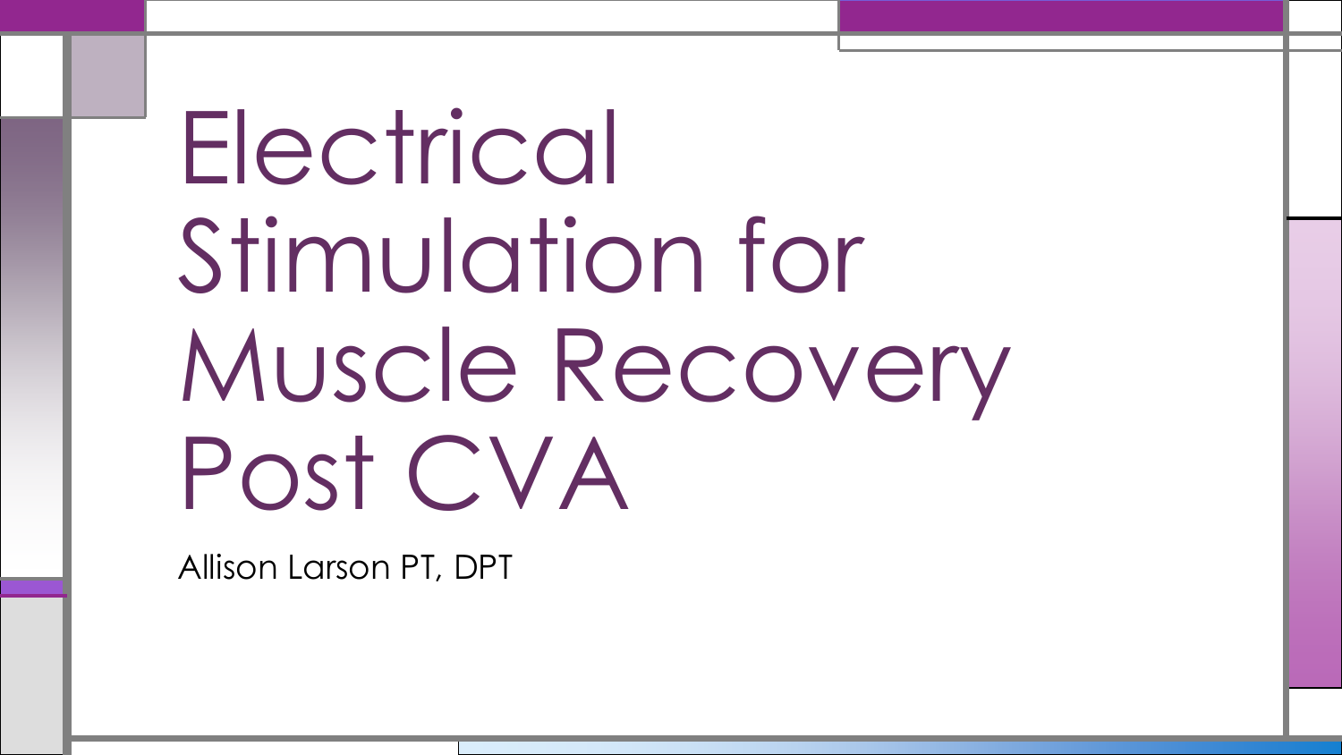# Electrical Stimulation for Muscle Recovery Post CVA

Allison Larson PT, DPT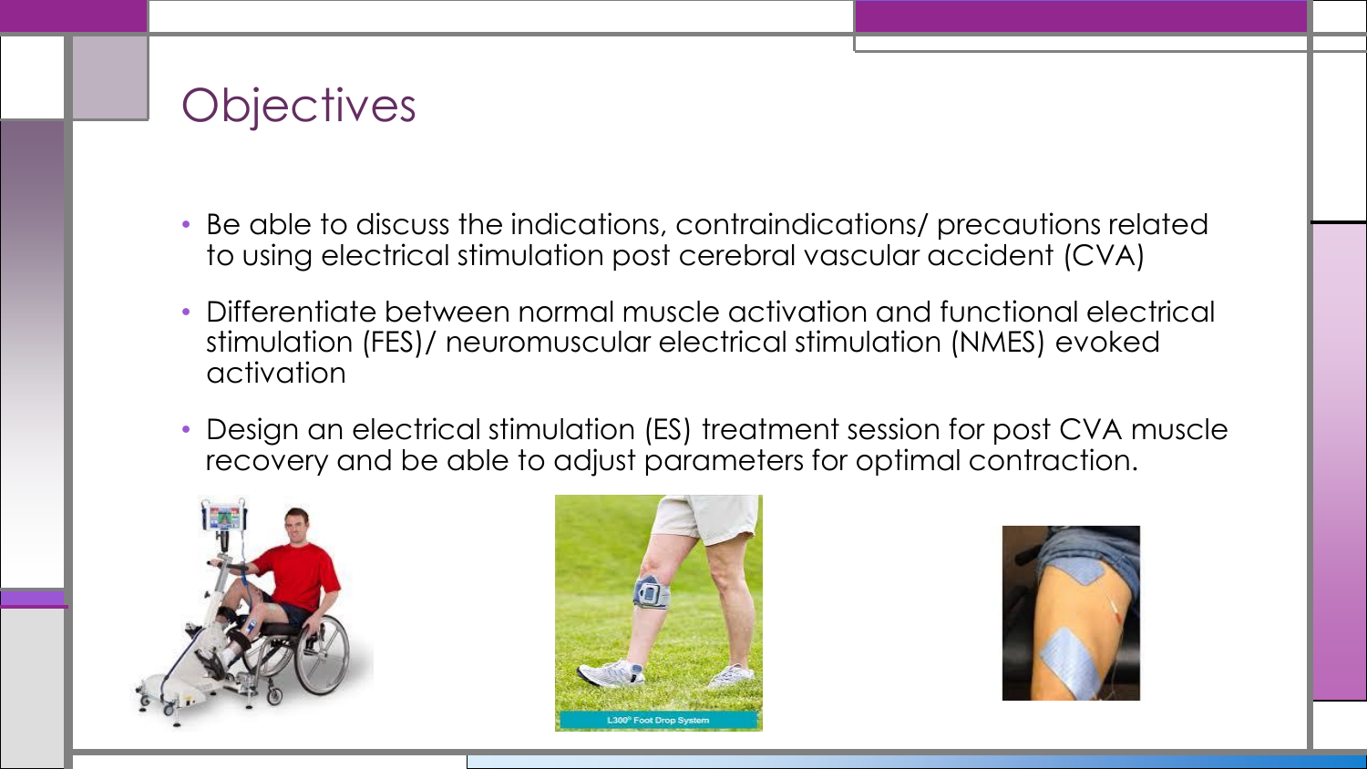# Objectives

- Be able to discuss the indications, contraindications/ precautions related to using electrical stimulation post cerebral vascular accident (CVA)
- Differentiate between normal muscle activation and functional electrical stimulation (FES)/ neuromuscular electrical stimulation (NMES) evoked activation
- Design an electrical stimulation (ES) treatment session for post CVA muscle recovery and be able to adjust parameters for optimal contraction.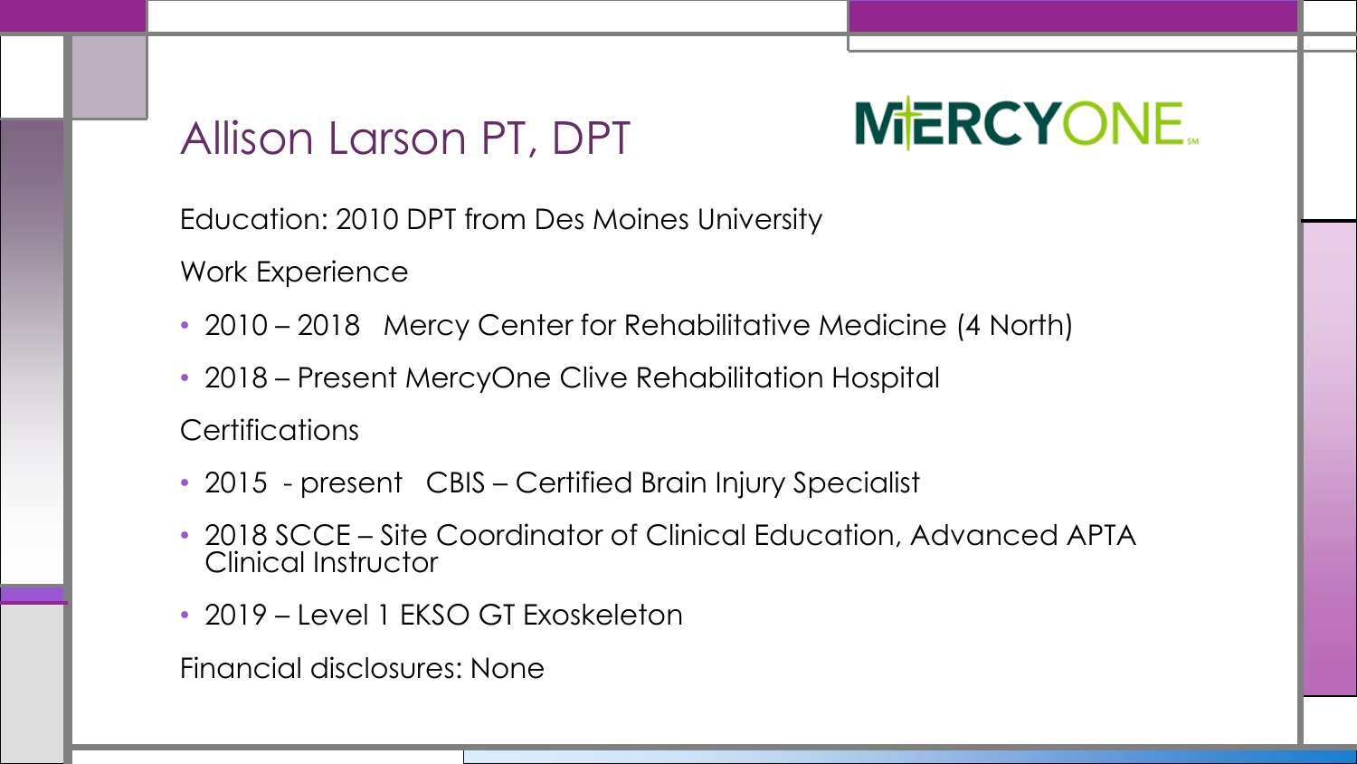# Allison Larson PT, DPT

MERCYONE

Education: 2010 DPT from Des Moines University

Work Experience

- 2010 – 2018 Mercy Center for Rehabilitative Medicine (4 North)
- 2018 – Present MercyOne Clive Rehabilitation Hospital

Certifications

- 2015 - present CBIS – Certified Brain Injury Specialist
- 2018 SCCE – Site Coordinator of Clinical Education, Advanced APTA Clinical Instructor
- 2019 – Level 1 EKSO GT Exoskeleton

Financial disclosures: None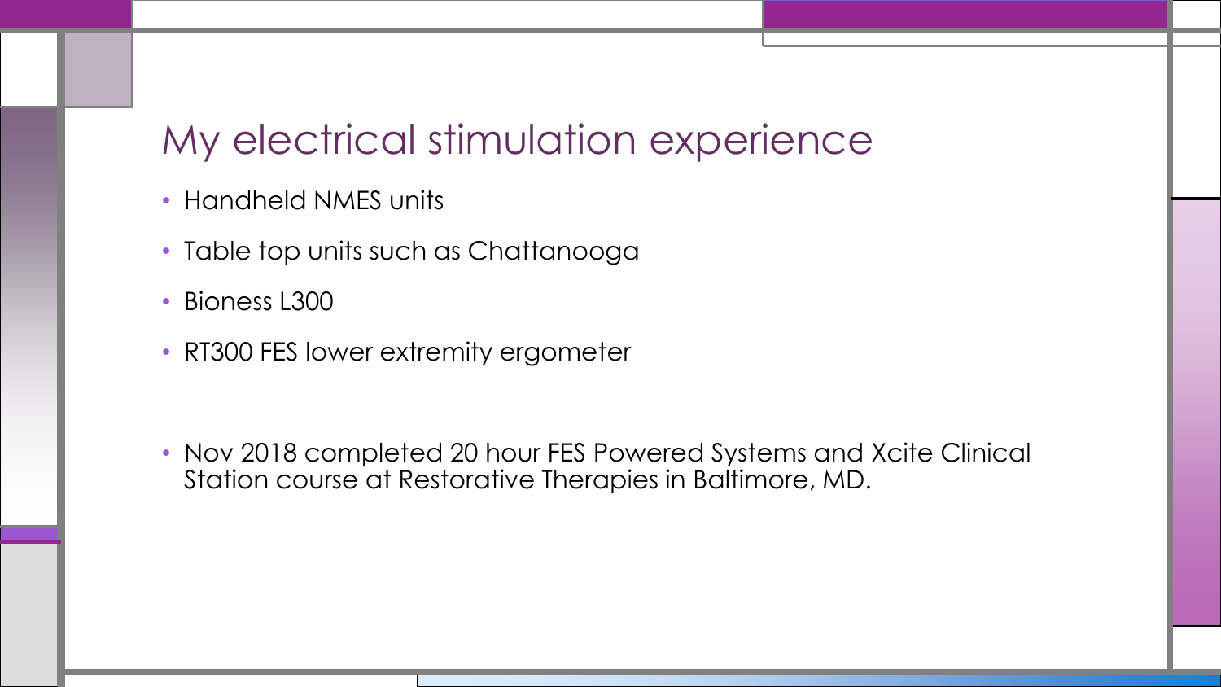# My electrical stimulation experience

- Handheld NMES units
- Table top units such as Chattanooga
- Bioness L300
- RT300 FES lower extremity ergometer

- Nov 2018 completed 20 hour FES Powered Systems and Xcite Clinical Station course at Restorative Therapies in Baltimore, MD.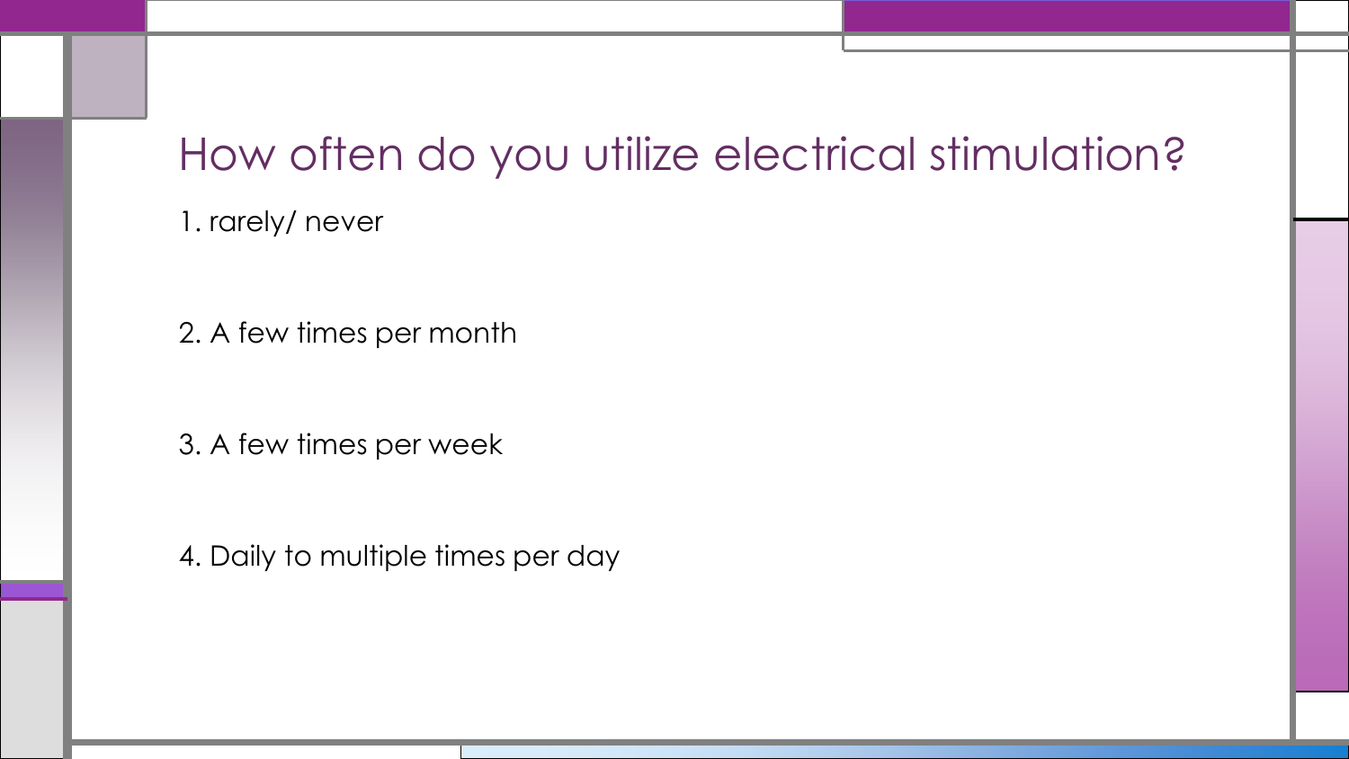# How often do you utilize electrical stimulation?

1. rarely/ never

2. A few times per month

3. A few times per week

4. Daily to multiple times per day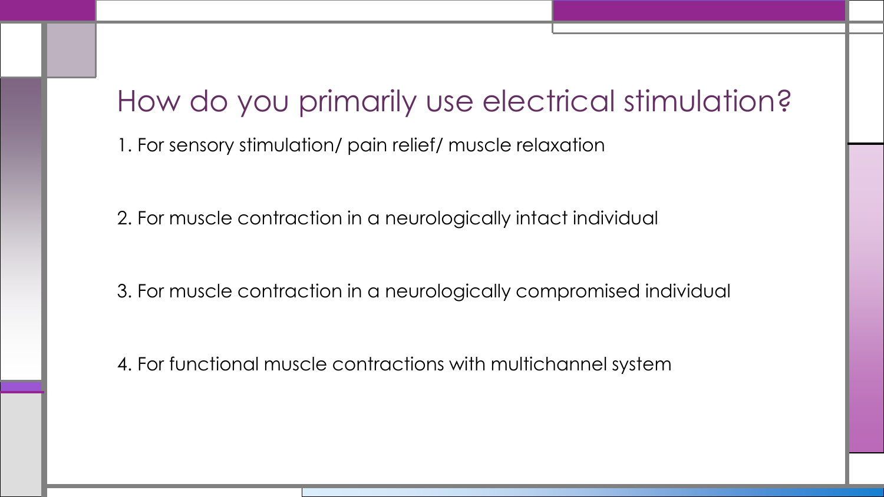# How do you primarily use electrical stimulation?

1. For sensory stimulation/ pain relief/ muscle relaxation

2. For muscle contraction in a neurologically intact individual

3. For muscle contraction in a neurologically compromised individual

4. For functional muscle contractions with multichannel system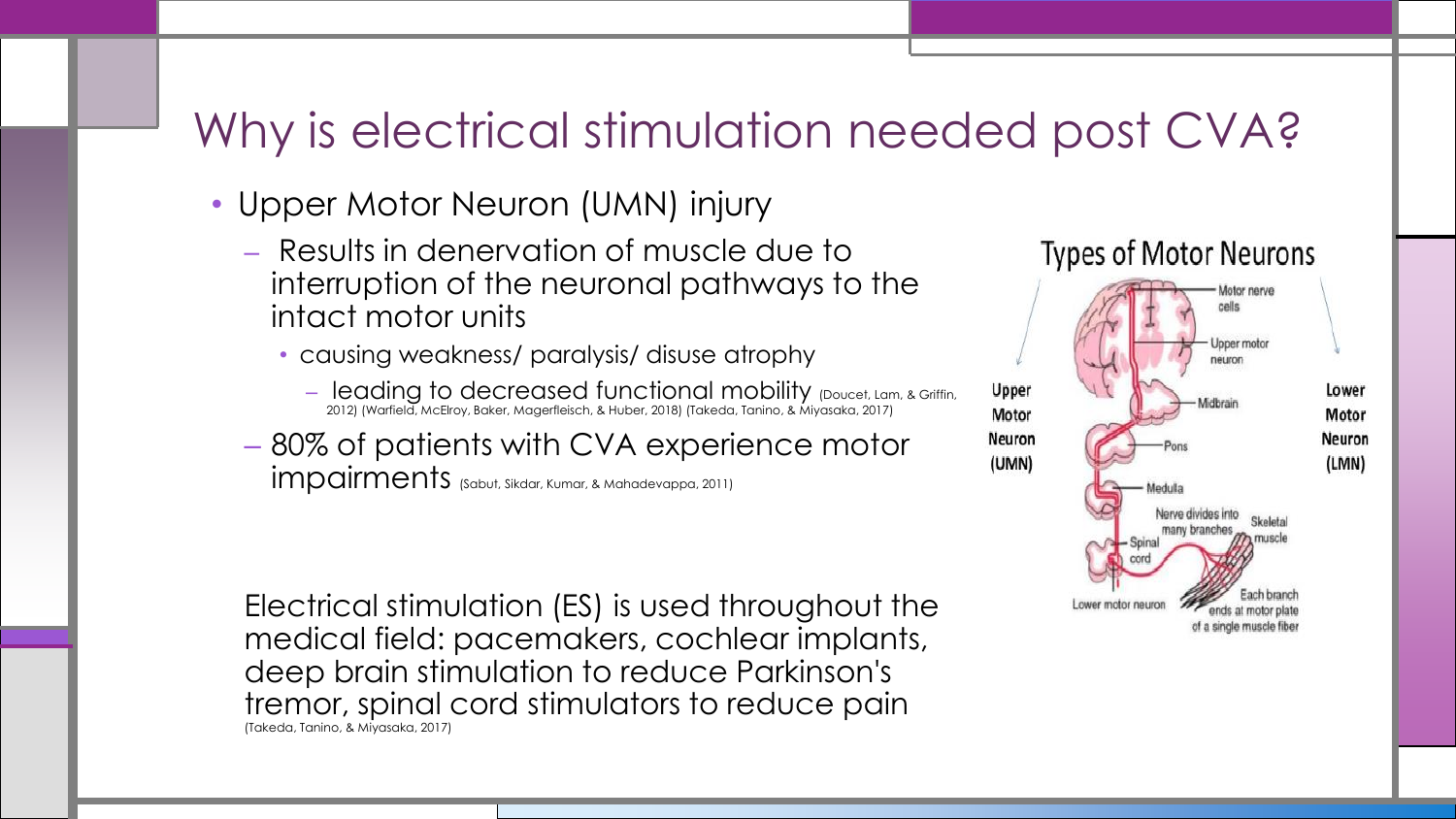# Why is electrical stimulation needed post CVA?

- Upper Motor Neuron (UMN) injury
  - Results in denervation of muscle due to interruption of the neuronal pathways to the intact motor units
    - causing weakness/ paralysis/ disuse atrophy
      - leading to decreased functional mobility (Doucet, Lam, & Griffin, 2012) (Warfield, McElroy, Baker, Magerfleisch, & Huber, 2018) (Takeda, Tanino, & Miyasaka, 2017)
  - 80% of patients with CVA experience motor impairments (Sabut, Sikdar, Kumar, & Mahadevappa, 2011)

Electrical stimulation (ES) is used throughout the medical field: pacemakers, cochlear implants, deep brain stimulation to reduce Parkinson's tremor, spinal cord stimulators to reduce pain (Takeda, Tanino, & Miyasaka, 2017)

Types of Motor Neurons

Upper Motor Neuron (UMN)

Lower Motor Neuron (LMN)

Motor nerve cells

Upper motor neuron

Midbrain

Pons

Medulla

Nerve divides into many branches

Skeletal muscle

Spinal cord

Lower motor neuron

Each branch ends at motor plate of a single muscle fiber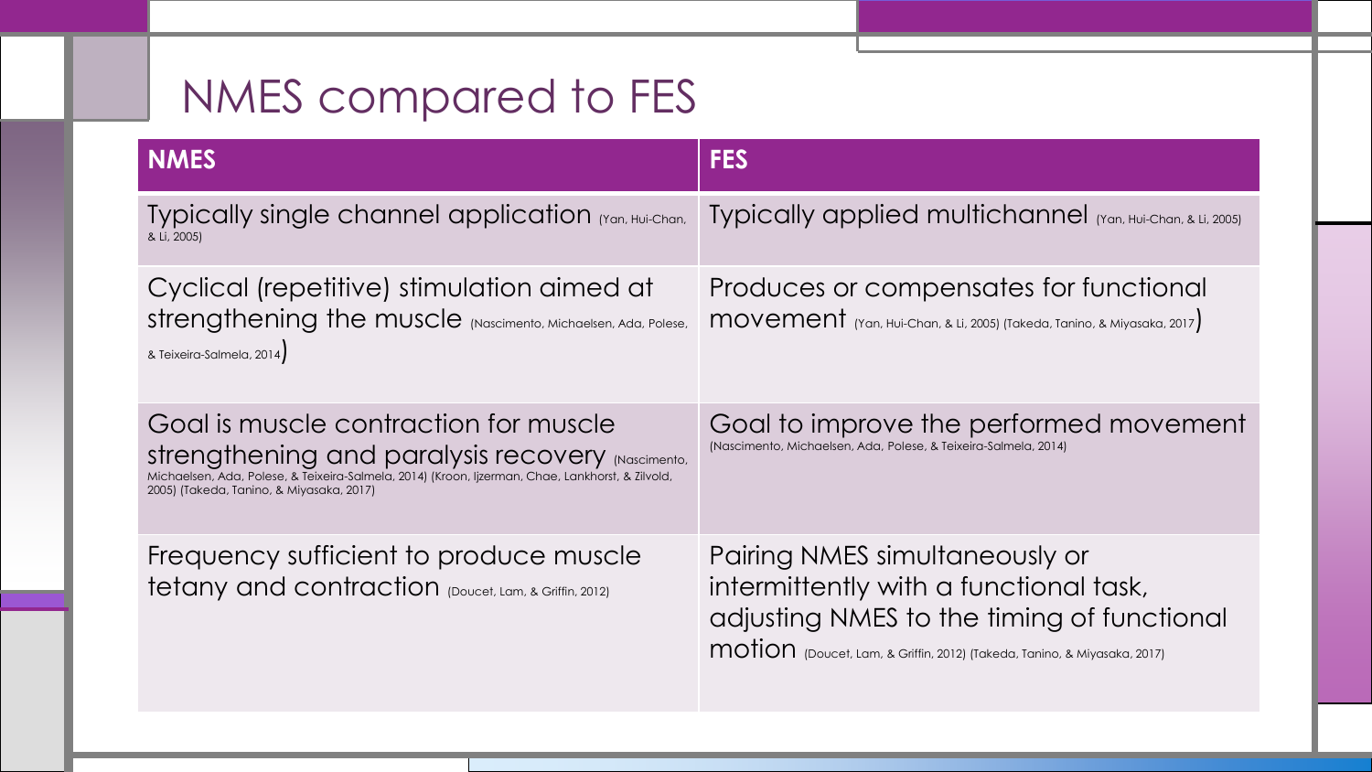# NMES compared to FES

| NMES | FES |
| --- | --- |
| Typically single channel application (Yan, Hui-Chan, & Li, 2005) | Typically applied multichannel (Yan, Hui-Chan, & Li, 2005) |
| Cyclical (repetitive) stimulation aimed at strengthening the muscle (Nascimento, Michaelsen, Ada, Polese, & Teixeira-Salmela, 2014) | Produces or compensates for functional movement (Yan, Hui-Chan, & Li, 2005) (Takeda, Tanino, & Miyasaka, 2017) |
| Goal is muscle contraction for muscle strengthening and paralysis recovery (Nascimento, Michaelsen, Ada, Polese, & Teixeira-Salmela, 2014) (Kroon, Ijzerman, Chae, Lankhorst, & Zilvold, 2005) (Takeda, Tanino, & Miyasaka, 2017) | Goal to improve the performed movement (Nascimento, Michaelsen, Ada, Polese, & Teixeira-Salmela, 2014) |
| Frequency sufficient to produce muscle tetany and contraction (Doucet, Lam, & Griffin, 2012) | Pairing NMES simultaneously or intermittently with a functional task, adjusting NMES to the timing of functional motion (Doucet, Lam, & Griffin, 2012) (Takeda, Tanino, & Miyasaka, 2017) |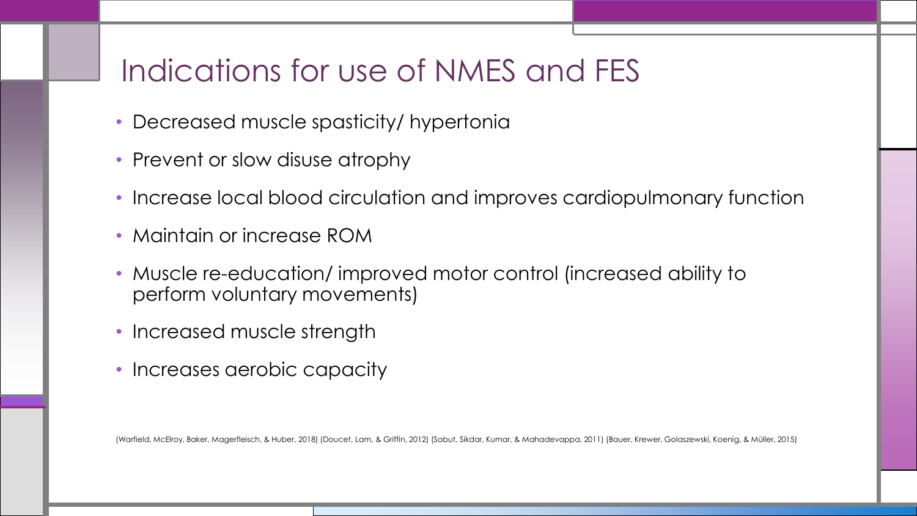# Indications for use of NMES and FES

- Decreased muscle spasticity/ hypertonia
- Prevent or slow disuse atrophy
- Increase local blood circulation and improves cardiopulmonary function
- Maintain or increase ROM
- Muscle re-education/ improved motor control (increased ability to perform voluntary movements)
- Increased muscle strength
- Increases aerobic capacity

(Warfield, McElroy, Baker, Magerfleisch, & Huber, 2018) (Doucet, Lam, & Griffin, 2012) (Sabut, Sikdar, Kumar, & Mahadevappa, 2011) (Bauer, Krewer, Golaszewski, Koenig, & Müller, 2015)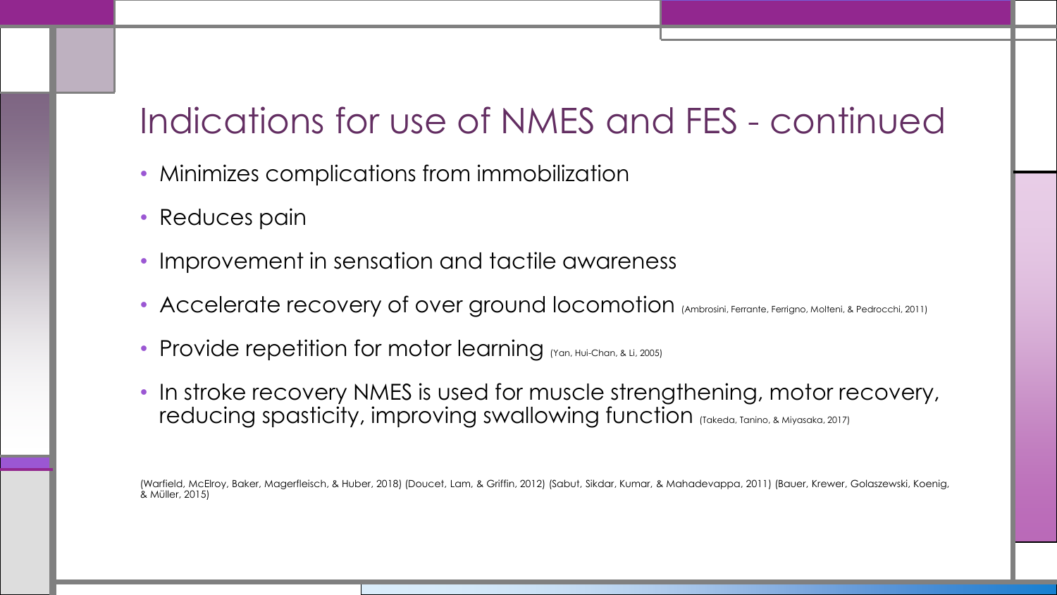# Indications for use of NMES and FES - continued

- Minimizes complications from immobilization
- Reduces pain
- Improvement in sensation and tactile awareness
- Accelerate recovery of over ground locomotion (Ambrosini, Ferrante, Ferrigno, Molteni, & Pedrocchi, 2011)
- Provide repetition for motor learning (Yan, Hui-Chan, & Li, 2005)
- In stroke recovery NMES is used for muscle strengthening, motor recovery, reducing spasticity, improving swallowing function (Takeda, Tanino, & Miyasaka, 2017)

(Warfield, McElroy, Baker, Magerfleisch, & Huber, 2018) (Doucet, Lam, & Griffin, 2012) (Sabut, Sikdar, Kumar, & Mahadevappa, 2011) (Bauer, Krewer, Golaszewski, Koenig, & Müller, 2015)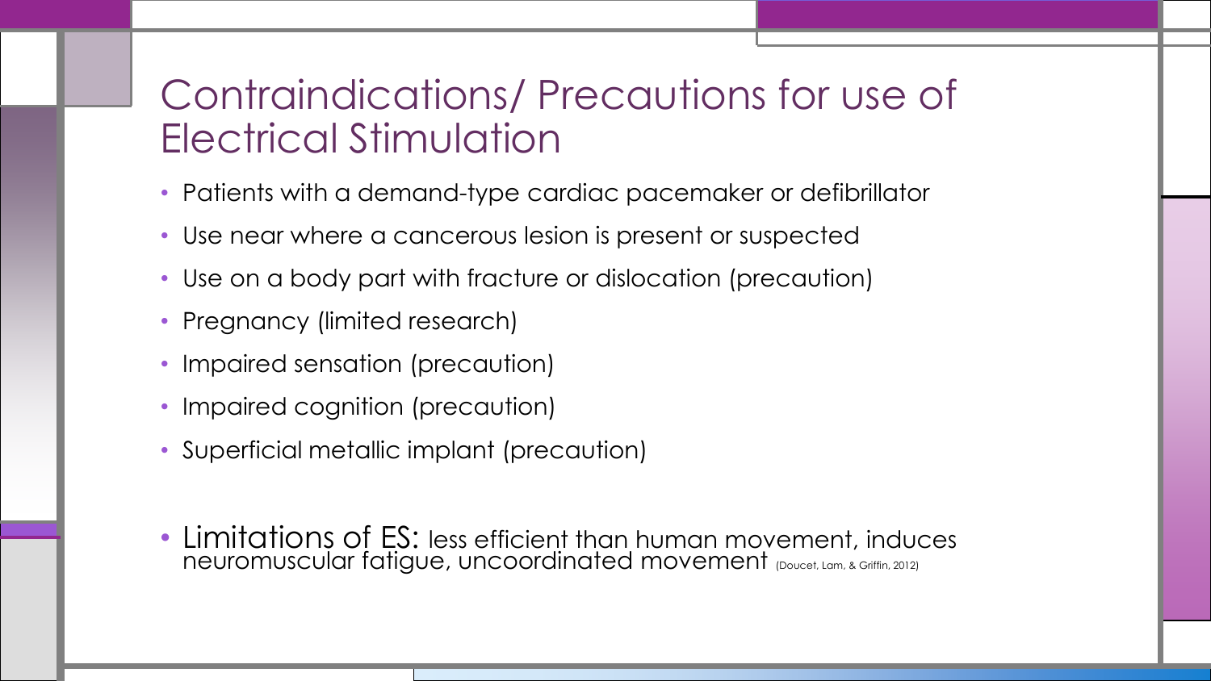# Contraindications/ Precautions for use of Electrical Stimulation

- Patients with a demand-type cardiac pacemaker or defibrillator
- Use near where a cancerous lesion is present or suspected
- Use on a body part with fracture or dislocation (precaution)
- Pregnancy (limited research)
- Impaired sensation (precaution)
- Impaired cognition (precaution)
- Superficial metallic implant (precaution)

- Limitations of ES: less efficient than human movement, induces neuromuscular fatigue, uncoordinated movement (Doucet, Lam, & Griffin, 2012)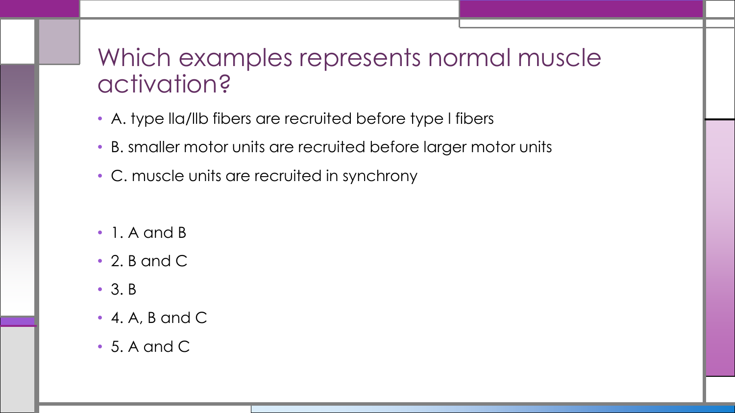# Which examples represents normal muscle activation?

- A. type IIa/IIb fibers are recruited before type I fibers
- B. smaller motor units are recruited before larger motor units
- C. muscle units are recruited in synchrony

- 1. A and B
- 2. B and C
- 3. B
- 4. A, B and C
- 5. A and C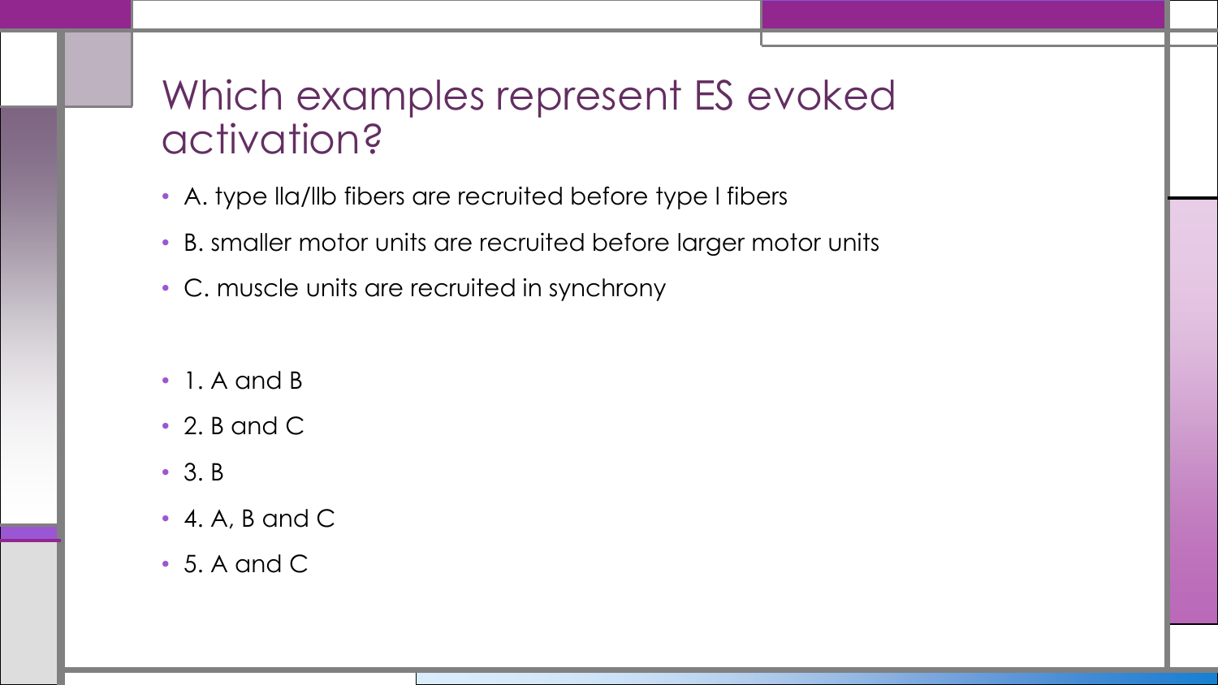# Which examples represent ES evoked activation?

- A. type IIa/IIb fibers are recruited before type I fibers
- B. smaller motor units are recruited before larger motor units
- C. muscle units are recruited in synchrony

- 1. A and B
- 2. B and C
- 3. B
- 4. A, B and C
- 5. A and C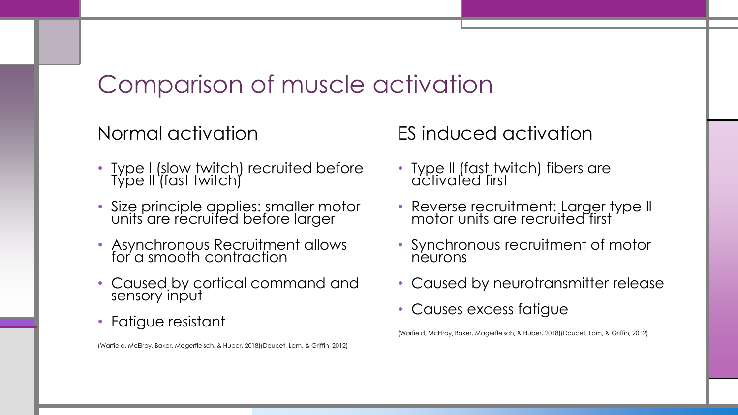# Comparison of muscle activation

## Normal activation

- Type I (slow twitch) recruited before Type II (fast twitch)
- Size principle applies: smaller motor units are recruited before larger
- Asynchronous Recruitment allows for a smooth contraction
- Caused by cortical command and sensory input
- Fatigue resistant

(Warfield, McElroy, Baker, Magerfleisch, & Huber, 2018)(Doucet, Lam, & Griffin, 2012)

## ES induced activation

- Type II (fast twitch) fibers are activated first
- Reverse recruitment: Larger type II motor units are recruited first
- Synchronous recruitment of motor neurons
- Caused by neurotransmitter release
- Causes excess fatigue

(Warfield, McElroy, Baker, Magerfleisch, & Huber, 2018)(Doucet, Lam, & Griffin, 2012)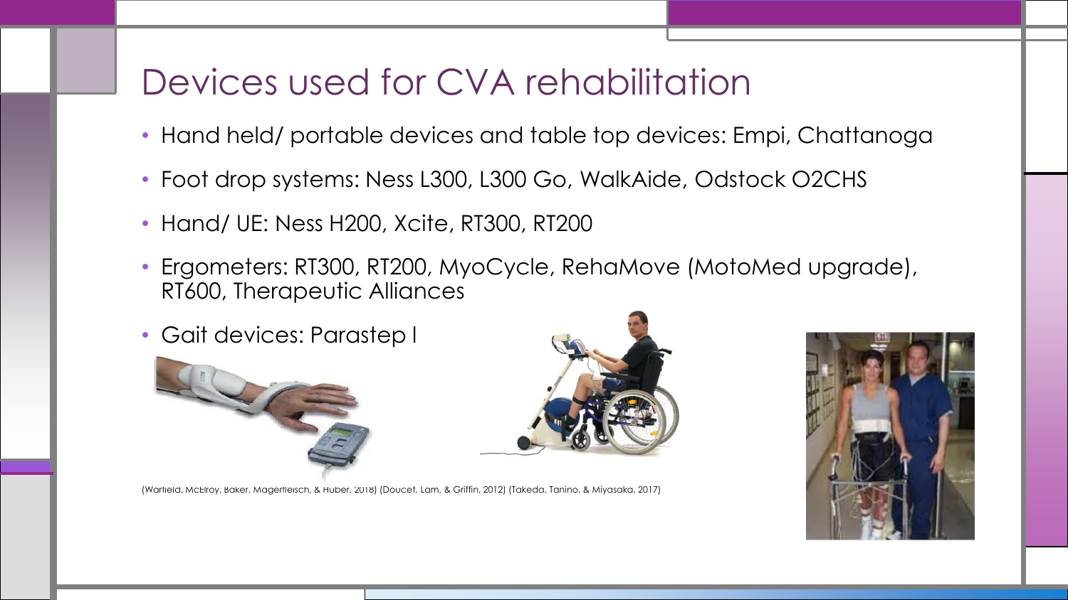# Devices used for CVA rehabilitation

- Hand held/ portable devices and table top devices: Empi, Chattanoga
- Foot drop systems: Ness L300, L300 Go, WalkAide, Odstock O2CHS
- Hand/ UE: Ness H200, Xcite, RT300, RT200
- Ergometers: RT300, RT200, MyoCycle, RehaMove (MotoMed upgrade), RT600, Therapeutic Alliances
- Gait devices: Parastep I

(Warfield, McElroy, Baker, Magerfleisch, & Huber, 2018) (Doucet, Lam, & Griffin, 2012) (Takeda, Tanino, & Miyasaka, 2017)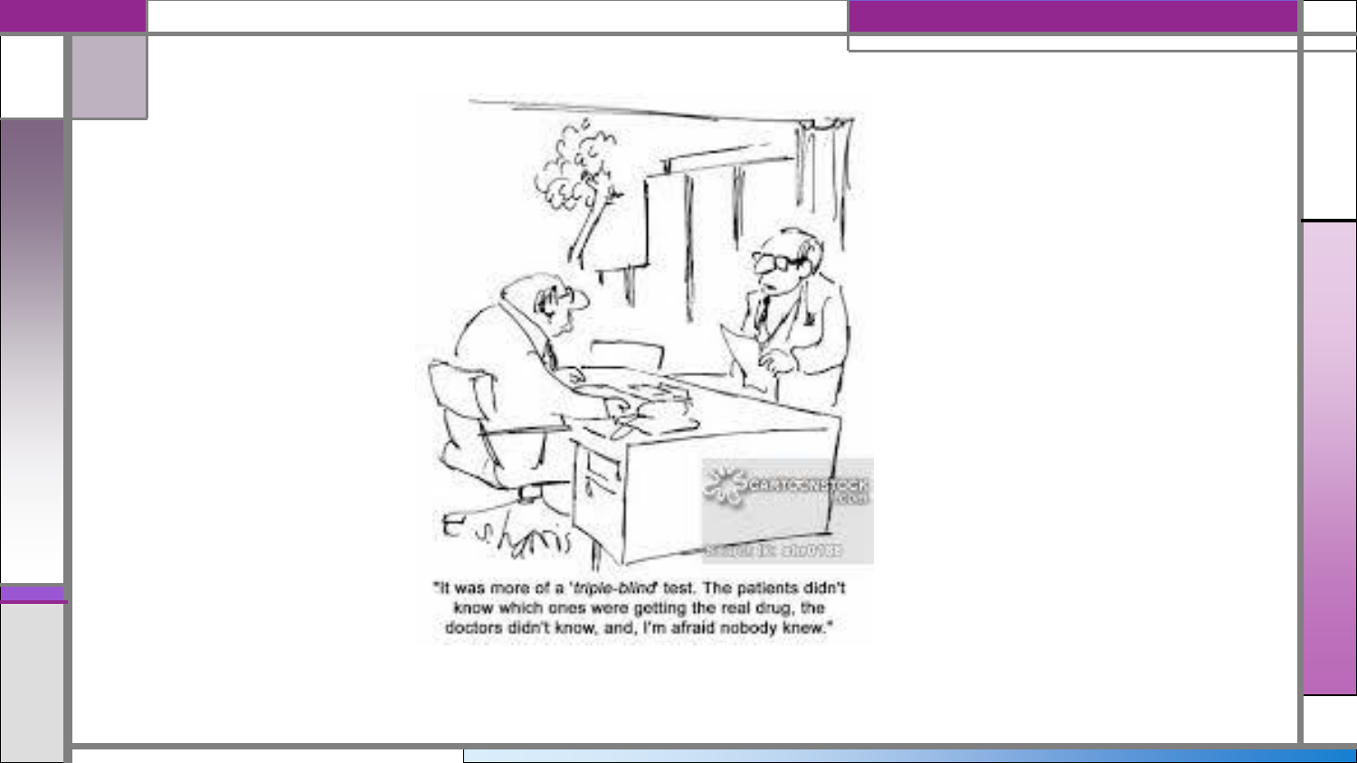"It was more of a '*triple-blind*' test. The patients didn't know which ones were getting the real drug, the doctors didn't know, and, I'm afraid nobody knew."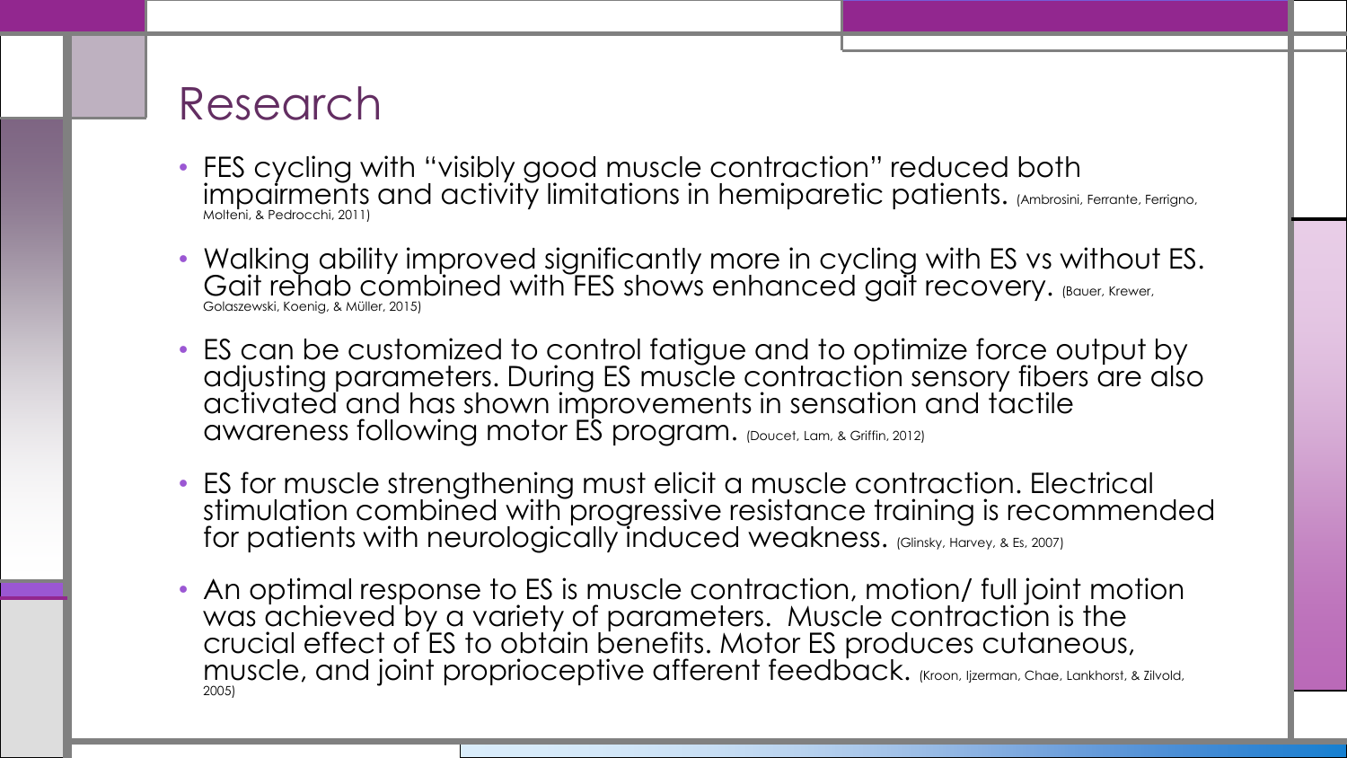# Research

- FES cycling with “visibly good muscle contraction” reduced both impairments and activity limitations in hemiparetic patients. (Ambrosini, Ferrante, Ferrigno, Molteni, & Pedrocchi, 2011)
- Walking ability improved significantly more in cycling with ES vs without ES. Gait rehab combined with FES shows enhanced gait recovery. (Bauer, Krewer, Golaszewski, Koenig, & Müller, 2015)
- ES can be customized to control fatigue and to optimize force output by adjusting parameters. During ES muscle contraction sensory fibers are also activated and has shown improvements in sensation and tactile awareness following motor ES program. (Doucet, Lam, & Griffin, 2012)
- ES for muscle strengthening must elicit a muscle contraction. Electrical stimulation combined with progressive resistance training is recommended for patients with neurologically induced weakness. (Glinsky, Harvey, & Es, 2007)
- An optimal response to ES is muscle contraction, motion/ full joint motion was achieved by a variety of parameters. Muscle contraction is the crucial effect of ES to obtain benefits. Motor ES produces cutaneous, muscle, and joint proprioceptive afferent feedback. (Kroon, Ijzerman, Chae, Lankhorst, & Zilvold, 2005)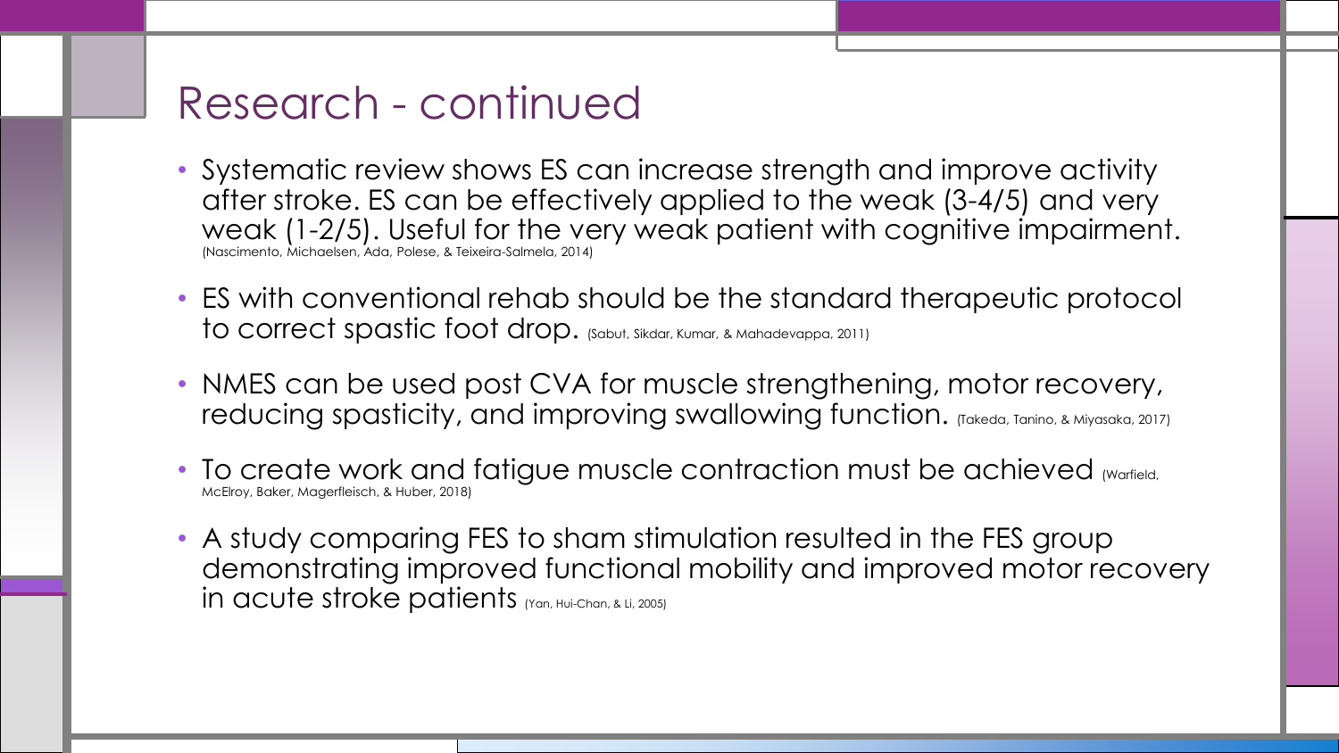# Research - continued

- Systematic review shows ES can increase strength and improve activity after stroke. ES can be effectively applied to the weak (3-4/5) and very weak (1-2/5). Useful for the very weak patient with cognitive impairment. (Nascimento, Michaelsen, Ada, Polese, & Teixeira-Salmela, 2014)
- ES with conventional rehab should be the standard therapeutic protocol to correct spastic foot drop. (Sabut, Sikdar, Kumar, & Mahadevappa, 2011)
- NMES can be used post CVA for muscle strengthening, motor recovery, reducing spasticity, and improving swallowing function. (Takeda, Tanino, & Miyasaka, 2017)
- To create work and fatigue muscle contraction must be achieved (Warfield, McElroy, Baker, Magerfleisch, & Huber, 2018)
- A study comparing FES to sham stimulation resulted in the FES group demonstrating improved functional mobility and improved motor recovery in acute stroke patients (Yan, Hui-Chan, & Li, 2005)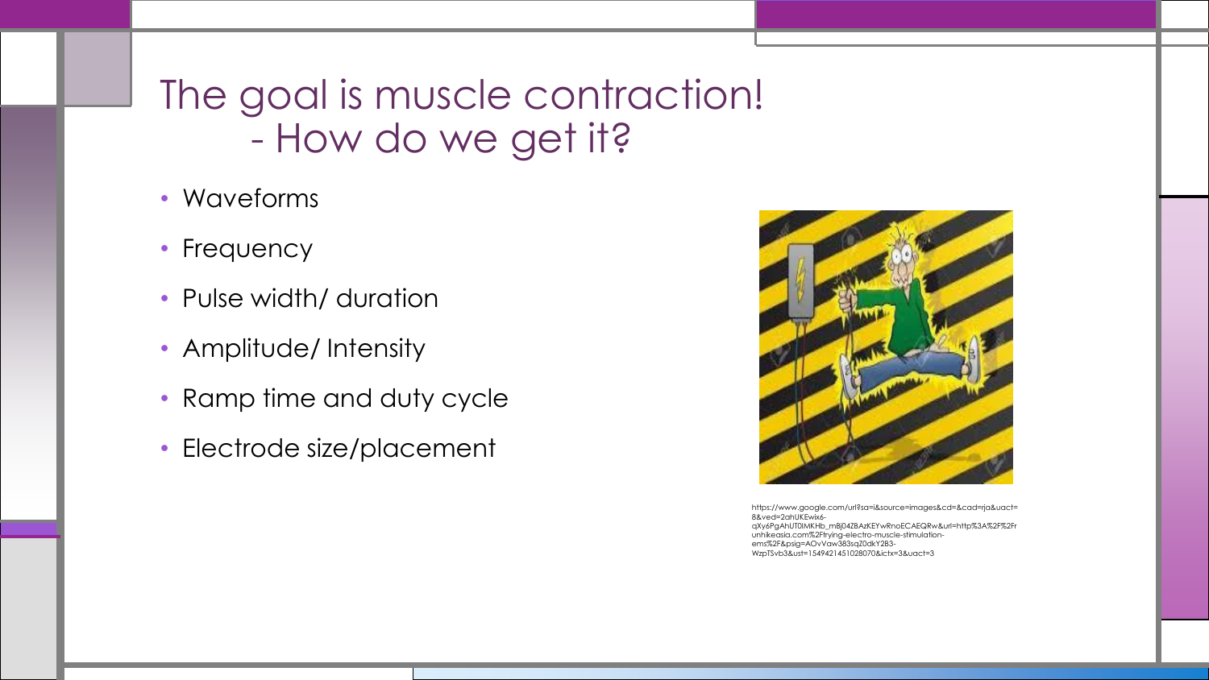# The goal is muscle contraction!
## - How do we get it?

- Waveforms
- Frequency
- Pulse width/ duration
- Amplitude/ Intensity
- Ramp time and duty cycle
- Electrode size/placement

https://www.google.com/url?sa=i&source=images&cd=&cad=rja&uact=8&ved=2ahUKEwix6-qXy6PgAhUT0IMKHb_mBj04ZBAzKEYwRnoECAEQRw&url=http%3A%2F%2Funhikeasia.com%2Ftrying-electro-muscle-stimulation-ems%2F&psig=AOvVaw383sqZ0dkY2B3-WzpTSvb3&ust=1549421451028070&ictx=3&uact=3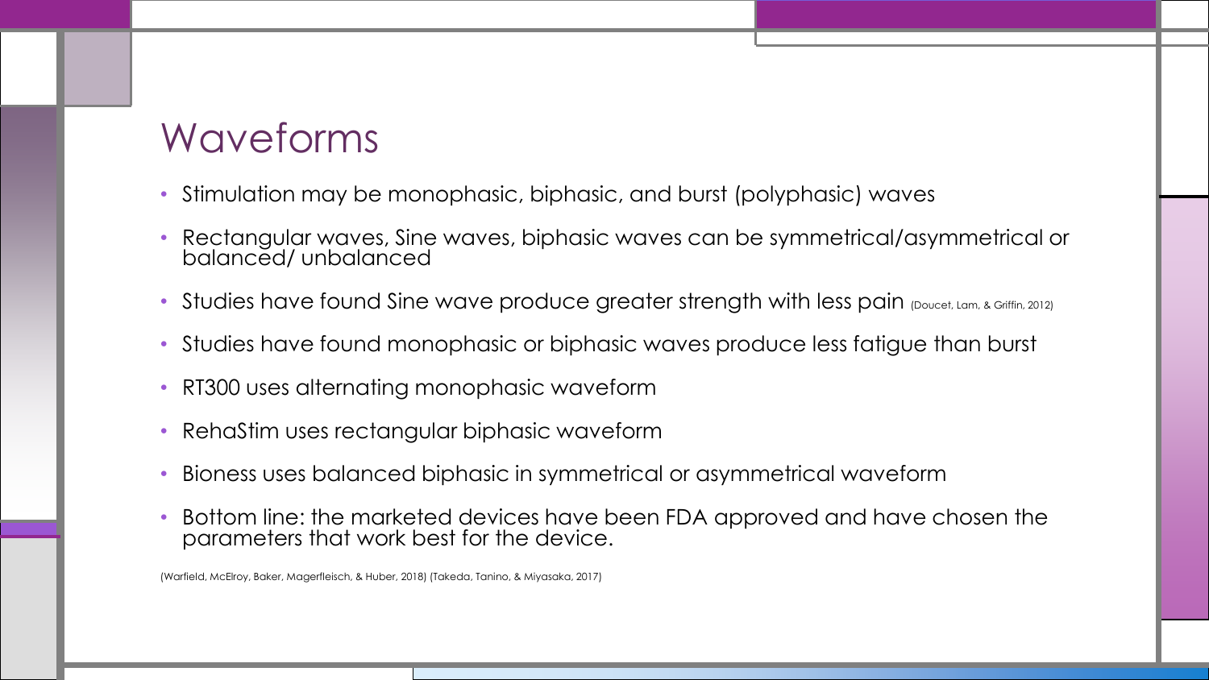# Waveforms

- Stimulation may be monophasic, biphasic, and burst (polyphasic) waves
- Rectangular waves, Sine waves, biphasic waves can be symmetrical/asymmetrical or balanced/ unbalanced
- Studies have found Sine wave produce greater strength with less pain (Doucet, Lam, & Griffin, 2012)
- Studies have found monophasic or biphasic waves produce less fatigue than burst
- RT300 uses alternating monophasic waveform
- RehaStim uses rectangular biphasic waveform
- Bioness uses balanced biphasic in symmetrical or asymmetrical waveform
- Bottom line: the marketed devices have been FDA approved and have chosen the parameters that work best for the device.

(Warfield, McElroy, Baker, Magerfleisch, & Huber, 2018) (Takeda, Tanino, & Miyasaka, 2017)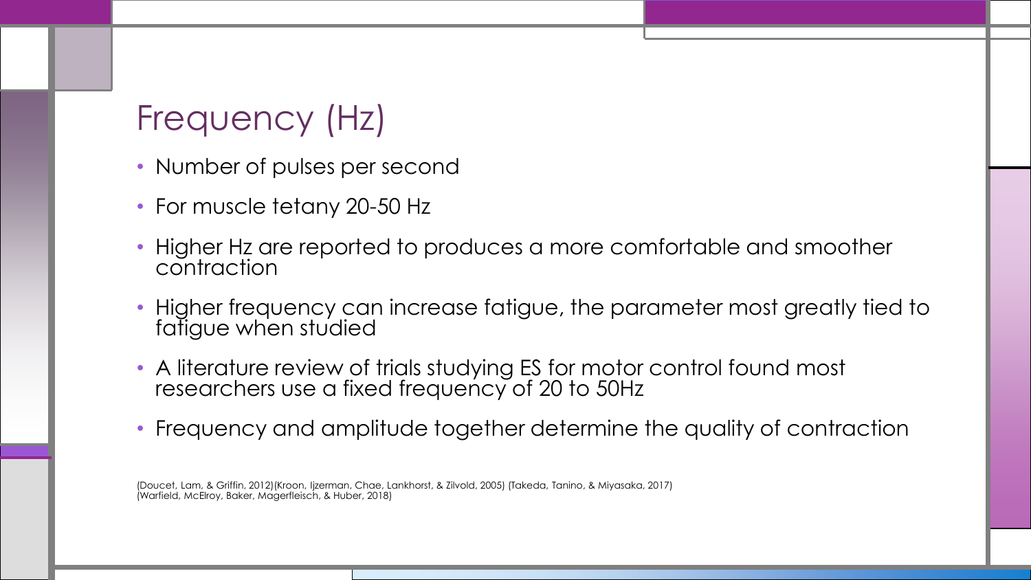# Frequency (Hz)

- Number of pulses per second
- For muscle tetany 20-50 Hz
- Higher Hz are reported to produces a more comfortable and smoother contraction
- Higher frequency can increase fatigue, the parameter most greatly tied to fatigue when studied
- A literature review of trials studying ES for motor control found most researchers use a fixed frequency of 20 to 50Hz
- Frequency and amplitude together determine the quality of contraction

(Doucet, Lam, & Griffin, 2012)(Kroon, Ijzerman, Chae, Lankhorst, & Zilvold, 2005) (Takeda, Tanino, & Miyasaka, 2017) (Warfield, McElroy, Baker, Magerfleisch, & Huber, 2018)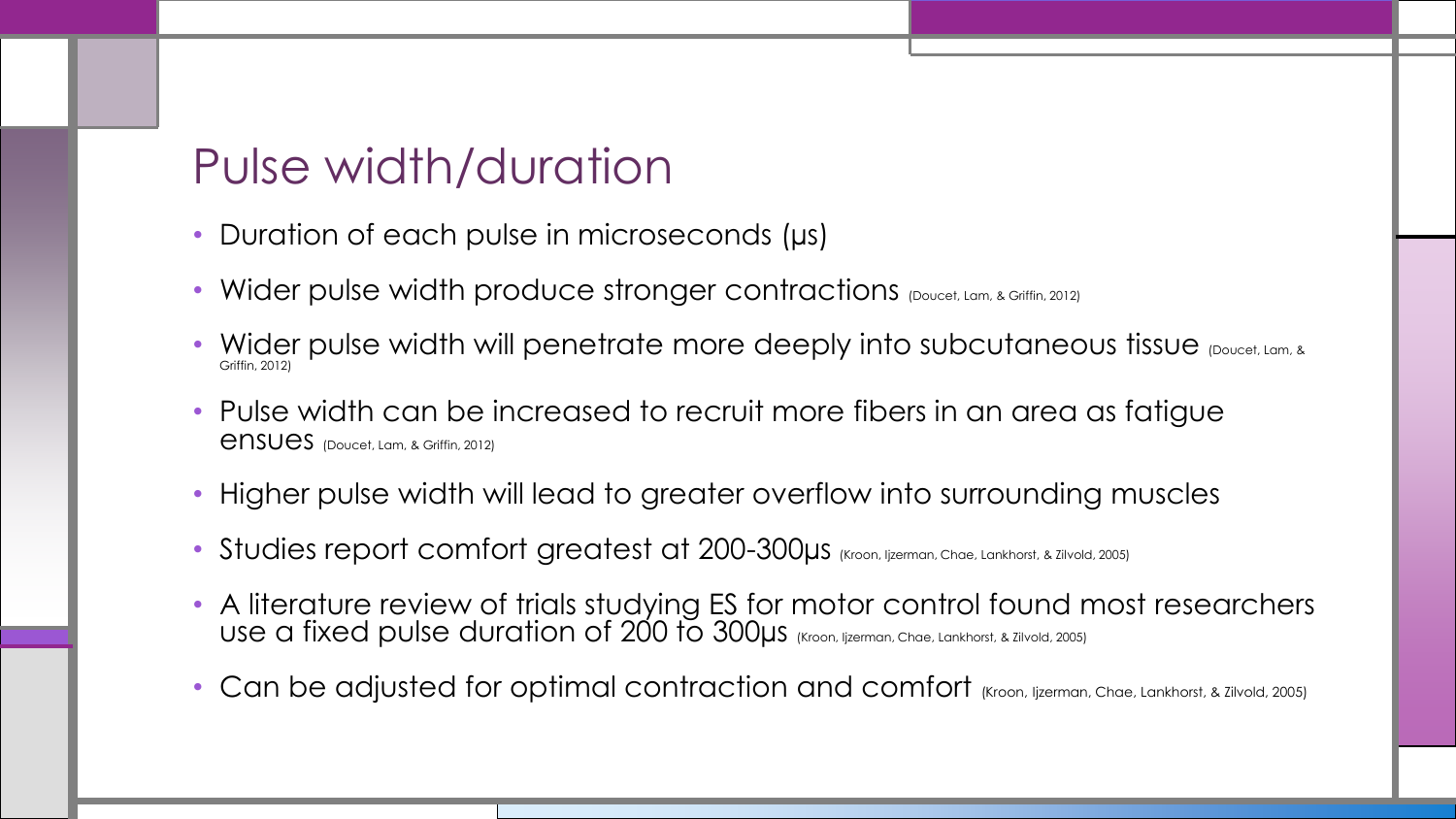# Pulse width/duration

- Duration of each pulse in microseconds (μs)
- Wider pulse width produce stronger contractions (Doucet, Lam, & Griffin, 2012)
- Wider pulse width will penetrate more deeply into subcutaneous tissue (Doucet, Lam, & Griffin, 2012)
- Pulse width can be increased to recruit more fibers in an area as fatigue ensues (Doucet, Lam, & Griffin, 2012)
- Higher pulse width will lead to greater overflow into surrounding muscles
- Studies report comfort greatest at 200-300μs (Kroon, Ijzerman, Chae, Lankhorst, & Zilvold, 2005)
- A literature review of trials studying ES for motor control found most researchers use a fixed pulse duration of 200 to 300μs (Kroon, Ijzerman, Chae, Lankhorst, & Zilvold, 2005)
- Can be adjusted for optimal contraction and comfort (Kroon, Ijzerman, Chae, Lankhorst, & Zilvold, 2005)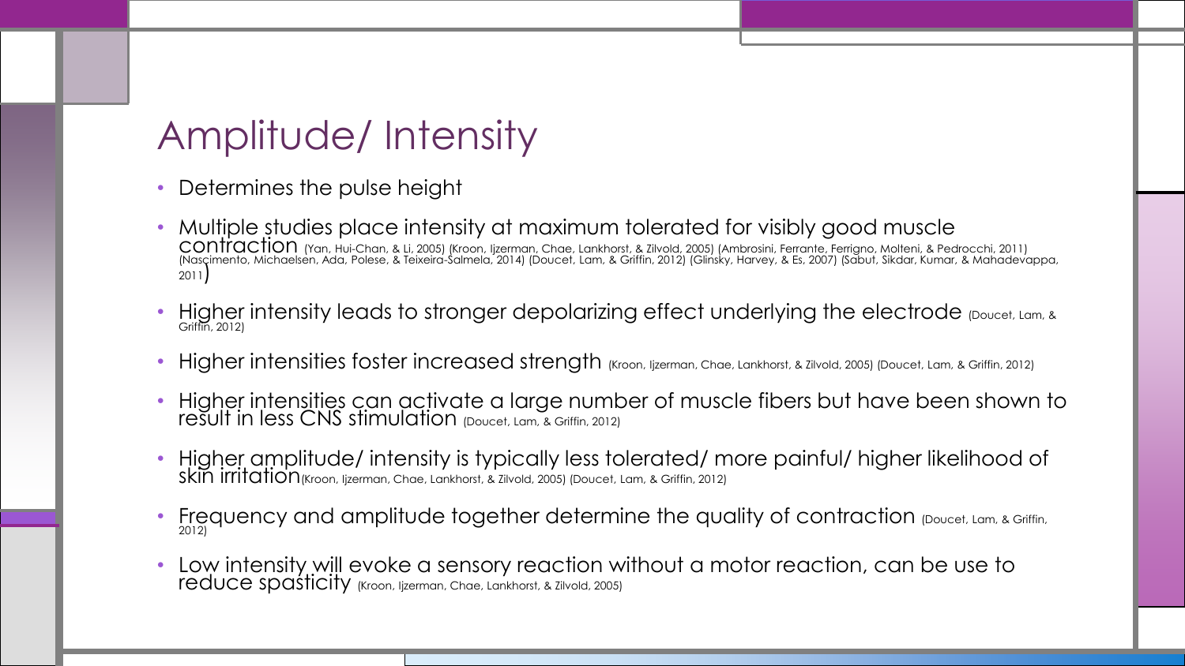# Amplitude/ Intensity

- Determines the pulse height
- Multiple studies place intensity at maximum tolerated for visibly good muscle contraction (Yan, Hui-Chan, & Li, 2005) (Kroon, Ijzerman, Chae, Lankhorst, & Zilvold, 2005) (Ambrosini, Ferrante, Ferrigno, Molteni, & Pedrocchi, 2011) (Nascimento, Michaelsen, Ada, Polese, & Teixeira-Salmela, 2014) (Doucet, Lam, & Griffin, 2012) (Glinsky, Harvey, & Es, 2007) (Sabut, Sikdar, Kumar, & Mahadevappa, 2011)
- Higher intensity leads to stronger depolarizing effect underlying the electrode (Doucet, Lam, & Griffin, 2012)
- Higher intensities foster increased strength (Kroon, Ijzerman, Chae, Lankhorst, & Zilvold, 2005) (Doucet, Lam, & Griffin, 2012)
- Higher intensities can activate a large number of muscle fibers but have been shown to result in less CNS stimulation (Doucet, Lam, & Griffin, 2012)
- Higher amplitude/ intensity is typically less tolerated/ more painful/ higher likelihood of skin irritation(Kroon, Ijzerman, Chae, Lankhorst, & Zilvold, 2005) (Doucet, Lam, & Griffin, 2012)
- Frequency and amplitude together determine the quality of contraction (Doucet, Lam, & Griffin, 2012)
- Low intensity will evoke a sensory reaction without a motor reaction, can be use to reduce spasticity (Kroon, Ijzerman, Chae, Lankhorst, & Zilvold, 2005)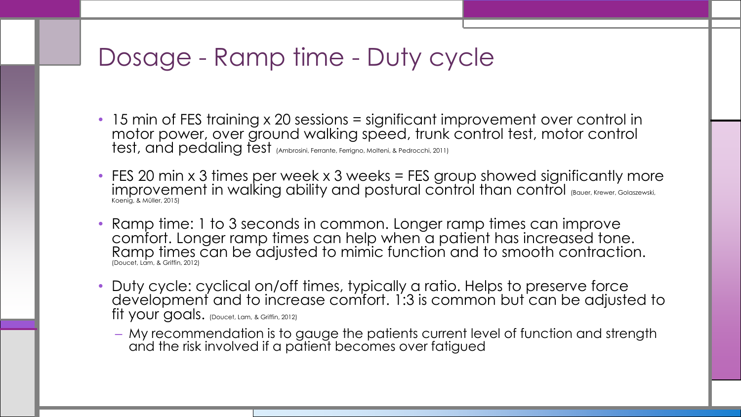# Dosage - Ramp time - Duty cycle

- 15 min of FES training x 20 sessions = significant improvement over control in motor power, over ground walking speed, trunk control test, motor control test, and pedaling test (Ambrosini, Ferrante, Ferrigno, Molteni, & Pedrocchi, 2011)
- FES 20 min x 3 times per week x 3 weeks = FES group showed significantly more improvement in walking ability and postural control than control (Bauer, Krewer, Golaszewski, Koenig, & Müller, 2015)
- Ramp time: 1 to 3 seconds in common. Longer ramp times can improve comfort. Longer ramp times can help when a patient has increased tone. Ramp times can be adjusted to mimic function and to smooth contraction. (Doucet, Lam, & Griffin, 2012)
- Duty cycle: cyclical on/off times, typically a ratio. Helps to preserve force development and to increase comfort. 1:3 is common but can be adjusted to fit your goals. (Doucet, Lam, & Griffin, 2012)
  - My recommendation is to gauge the patients current level of function and strength and the risk involved if a patient becomes over fatigued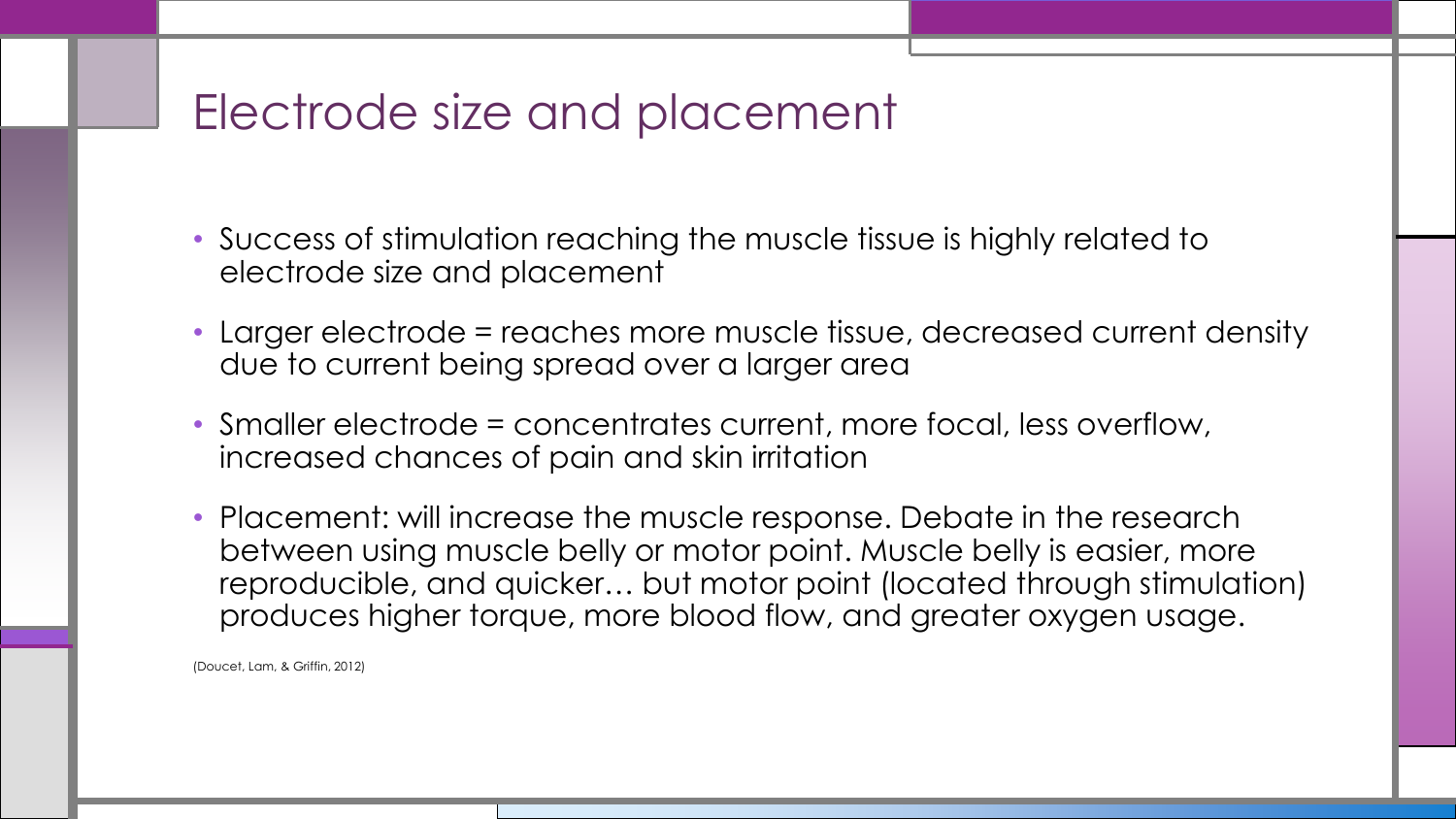# Electrode size and placement

- Success of stimulation reaching the muscle tissue is highly related to electrode size and placement
- Larger electrode = reaches more muscle tissue, decreased current density due to current being spread over a larger area
- Smaller electrode = concentrates current, more focal, less overflow, increased chances of pain and skin irritation
- Placement: will increase the muscle response. Debate in the research between using muscle belly or motor point. Muscle belly is easier, more reproducible, and quicker… but motor point (located through stimulation) produces higher torque, more blood flow, and greater oxygen usage.

(Doucet, Lam, & Griffin, 2012)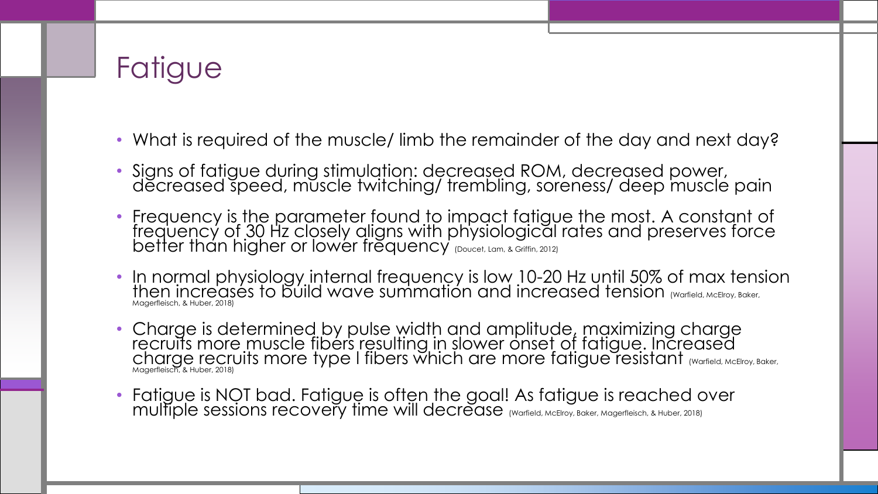# Fatigue

- What is required of the muscle/ limb the remainder of the day and next day?
- Signs of fatigue during stimulation: decreased ROM, decreased power, decreased speed, muscle twitching/ trembling, soreness/ deep muscle pain
- Frequency is the parameter found to impact fatigue the most. A constant of frequency of 30 Hz closely aligns with physiological rates and preserves force better than higher or lower frequency (Doucet, Lam, & Griffin, 2012)
- In normal physiology internal frequency is low 10-20 Hz until 50% of max tension then increases to build wave summation and increased tension (Warfield, McElroy, Baker, Magerfleisch, & Huber, 2018)
- Charge is determined by pulse width and amplitude, maximizing charge recruits more muscle fibers resulting in slower onset of fatigue. Increased charge recruits more type I fibers which are more fatigue resistant (Warfield, McElroy, Baker, Magerfleisch, & Huber, 2018)
- Fatigue is NOT bad. Fatigue is often the goal! As fatigue is reached over multiple sessions recovery time will decrease (Warfield, McElroy, Baker, Magerfleisch, & Huber, 2018)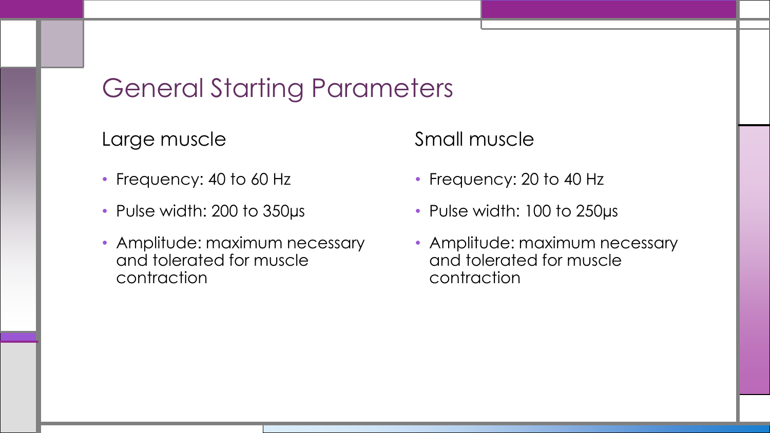# General Starting Parameters

## Large muscle

- Frequency: 40 to 60 Hz
- Pulse width: 200 to 350μs
- Amplitude: maximum necessary and tolerated for muscle contraction

## Small muscle

- Frequency: 20 to 40 Hz
- Pulse width: 100 to 250μs
- Amplitude: maximum necessary and tolerated for muscle contraction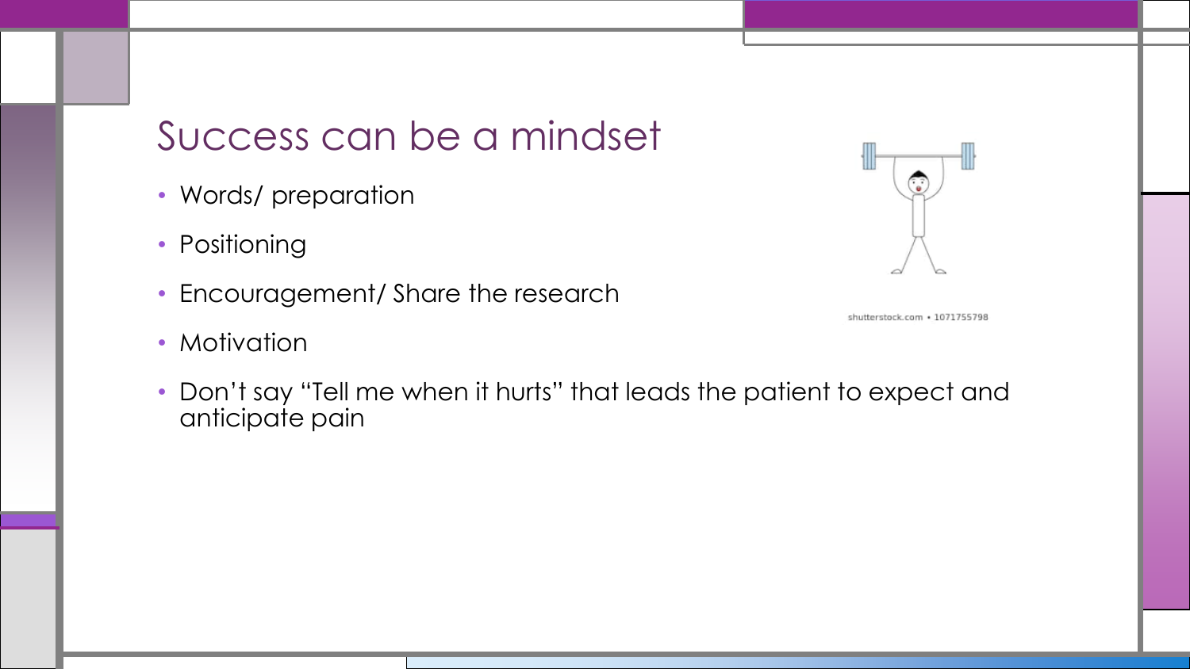# Success can be a mindset

- Words/ preparation
- Positioning
- Encouragement/ Share the research
- Motivation
- Don't say "Tell me when it hurts" that leads the patient to expect and anticipate pain

shutterstock.com • 1071755798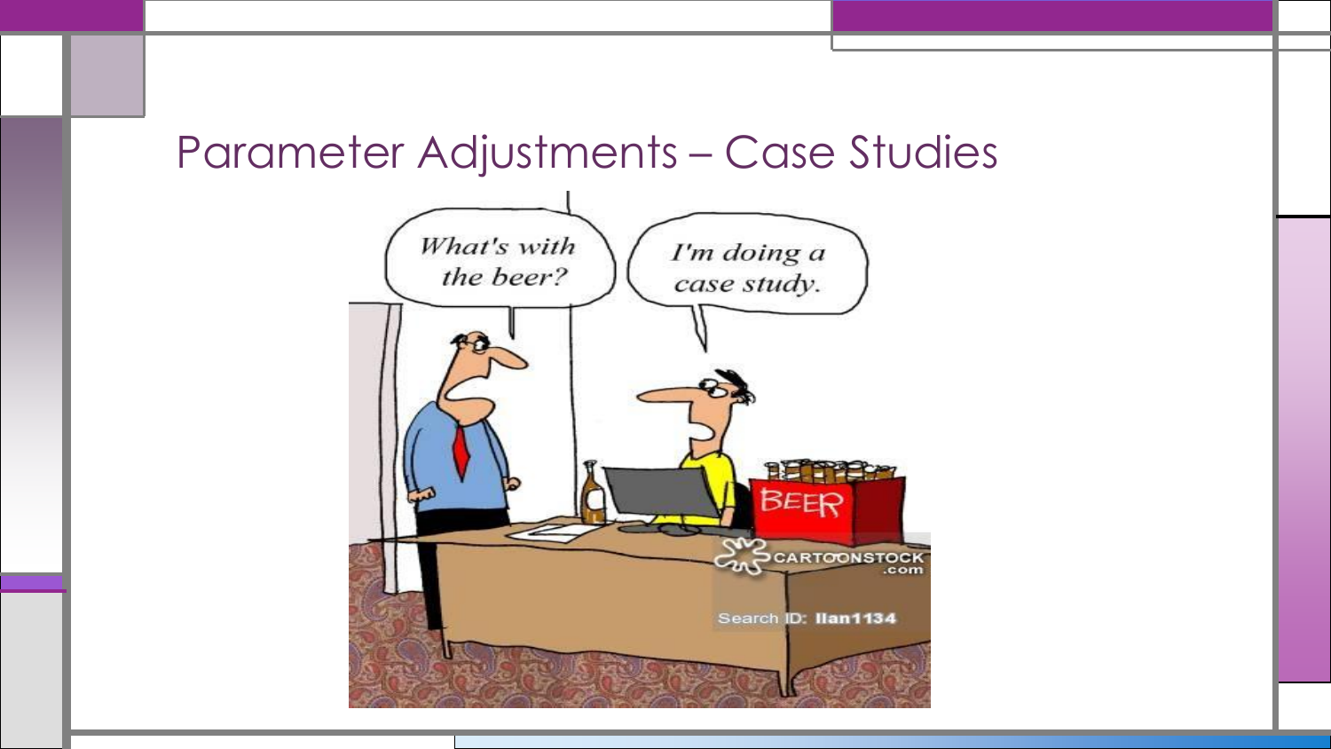# Parameter Adjustments – Case Studies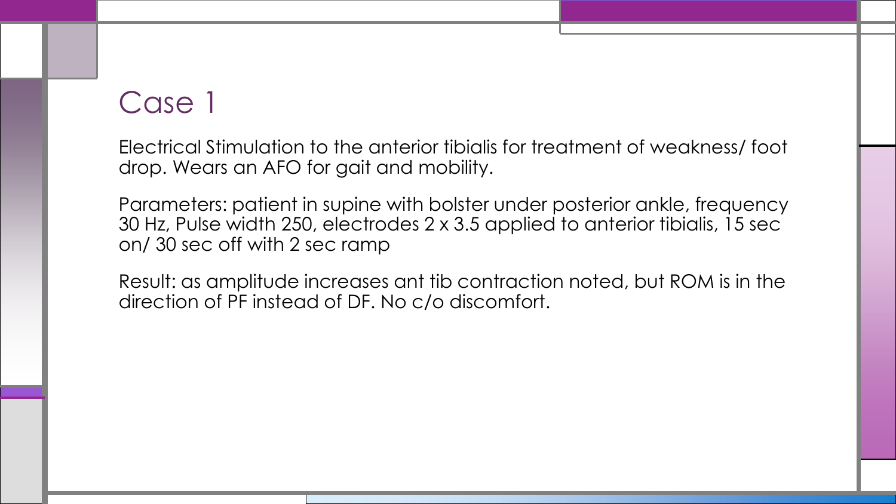# Case 1

Electrical Stimulation to the anterior tibialis for treatment of weakness/ foot drop. Wears an AFO for gait and mobility.

Parameters: patient in supine with bolster under posterior ankle, frequency 30 Hz, Pulse width 250, electrodes 2 x 3.5 applied to anterior tibialis, 15 sec on/ 30 sec off with 2 sec ramp

Result: as amplitude increases ant tib contraction noted, but ROM is in the direction of PF instead of DF. No c/o discomfort.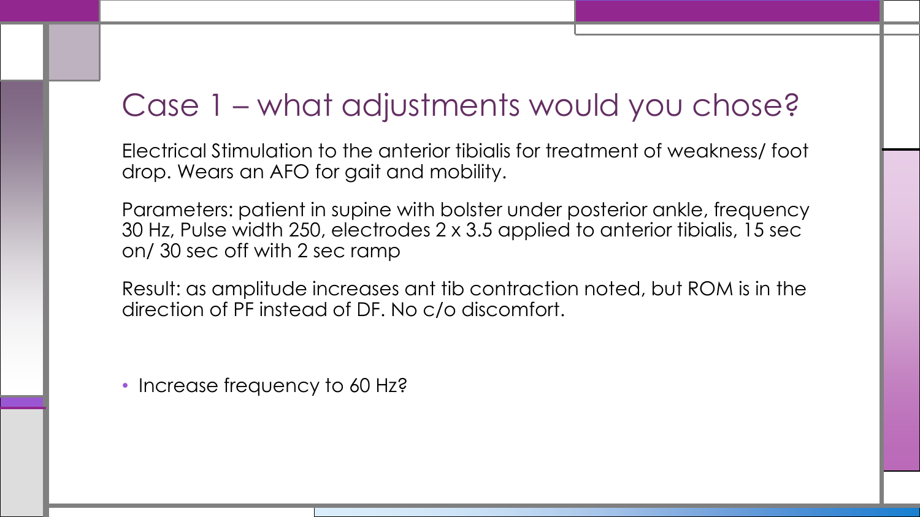# Case 1 – what adjustments would you chose?

Electrical Stimulation to the anterior tibialis for treatment of weakness/ foot drop. Wears an AFO for gait and mobility.

Parameters: patient in supine with bolster under posterior ankle, frequency 30 Hz, Pulse width 250, electrodes 2 x 3.5 applied to anterior tibialis, 15 sec on/ 30 sec off with 2 sec ramp

Result: as amplitude increases ant tib contraction noted, but ROM is in the direction of PF instead of DF. No c/o discomfort.

- Increase frequency to 60 Hz?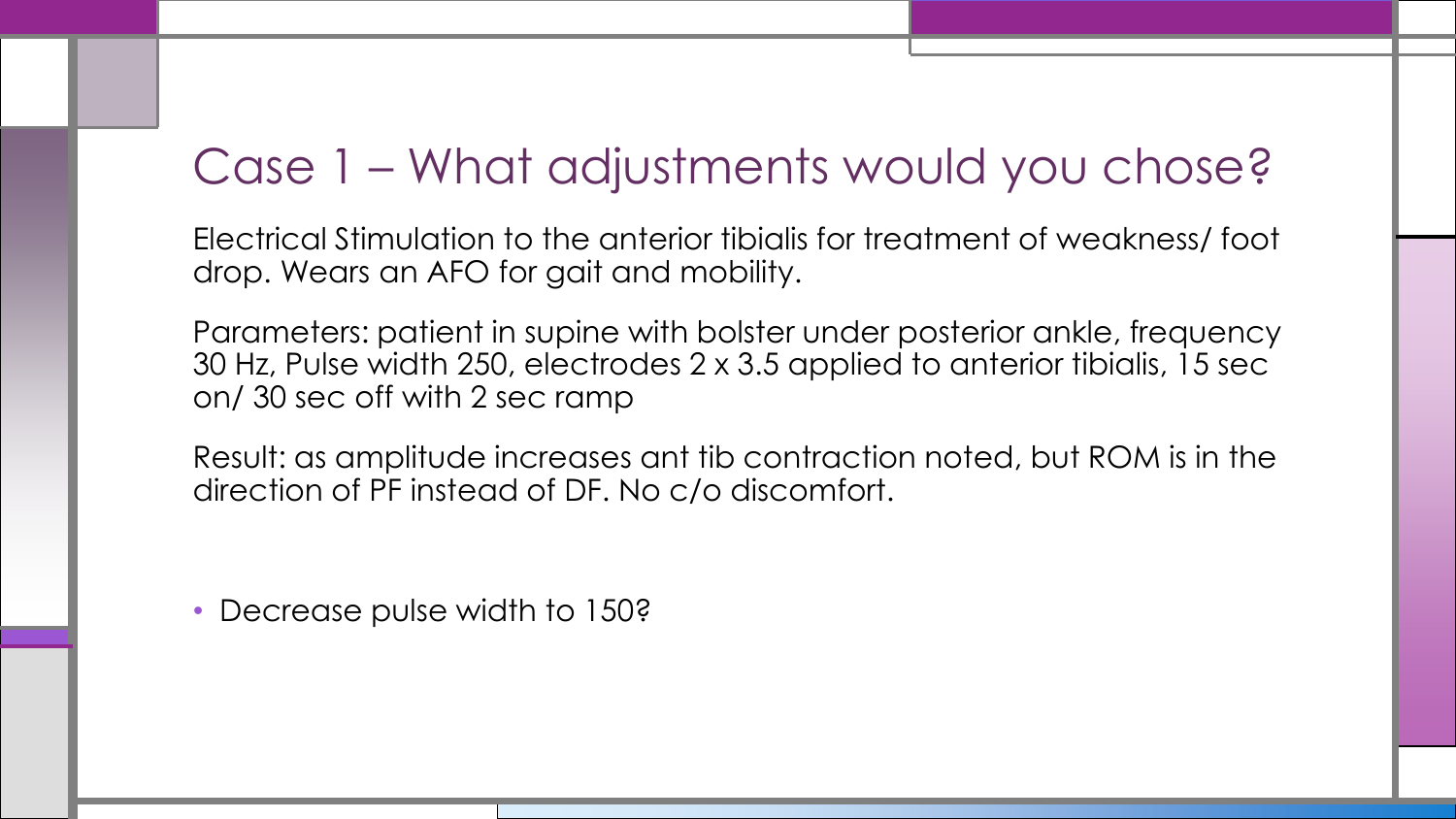# Case 1 – What adjustments would you chose?

Electrical Stimulation to the anterior tibialis for treatment of weakness/ foot drop. Wears an AFO for gait and mobility.

Parameters: patient in supine with bolster under posterior ankle, frequency 30 Hz, Pulse width 250, electrodes 2 x 3.5 applied to anterior tibialis, 15 sec on/ 30 sec off with 2 sec ramp

Result: as amplitude increases ant tib contraction noted, but ROM is in the direction of PF instead of DF. No c/o discomfort.

- Decrease pulse width to 150?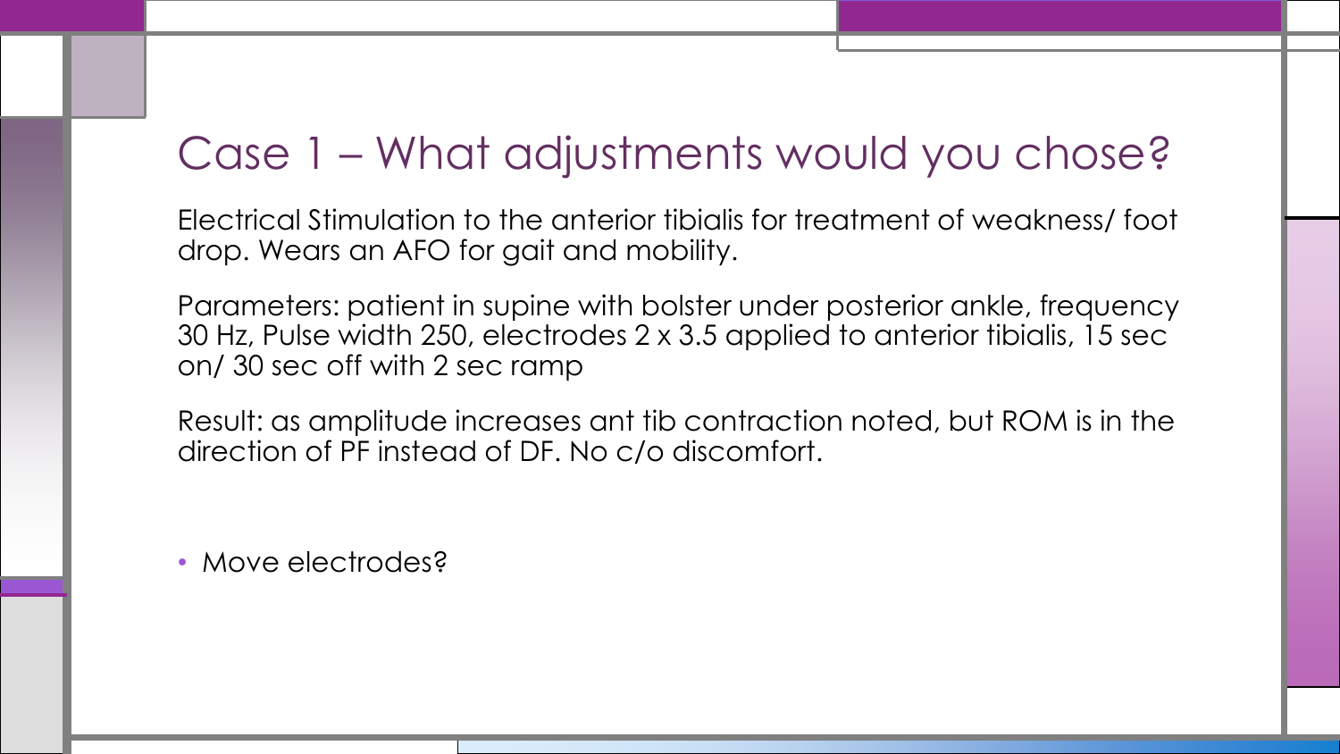# Case 1 – What adjustments would you chose?

Electrical Stimulation to the anterior tibialis for treatment of weakness/ foot drop. Wears an AFO for gait and mobility.

Parameters: patient in supine with bolster under posterior ankle, frequency 30 Hz, Pulse width 250, electrodes 2 x 3.5 applied to anterior tibialis, 15 sec on/ 30 sec off with 2 sec ramp

Result: as amplitude increases ant tib contraction noted, but ROM is in the direction of PF instead of DF. No c/o discomfort.

- Move electrodes?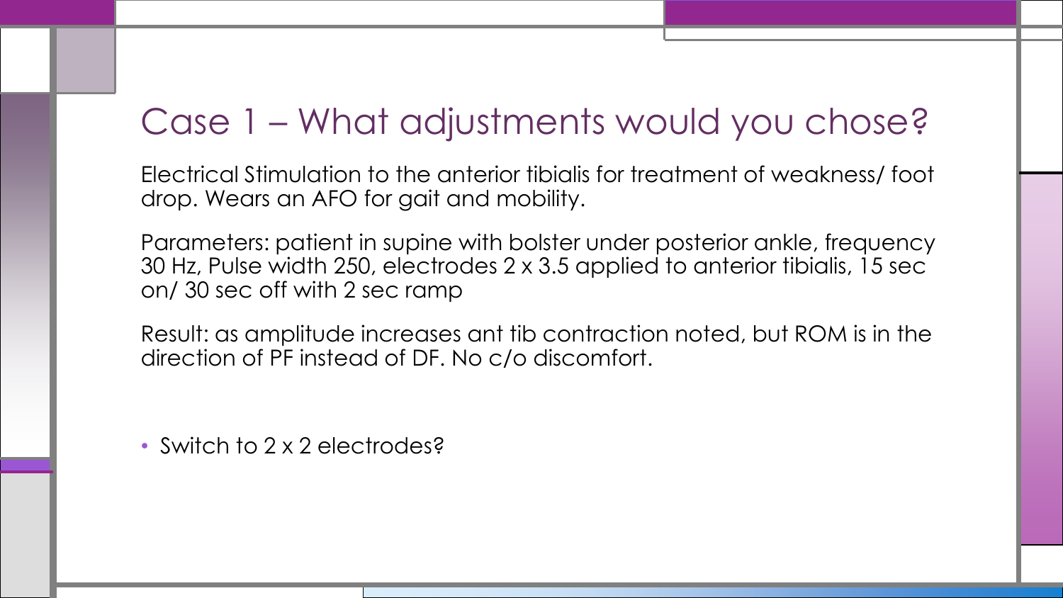# Case 1 – What adjustments would you chose?

Electrical Stimulation to the anterior tibialis for treatment of weakness/ foot drop. Wears an AFO for gait and mobility.

Parameters: patient in supine with bolster under posterior ankle, frequency 30 Hz, Pulse width 250, electrodes 2 x 3.5 applied to anterior tibialis, 15 sec on/ 30 sec off with 2 sec ramp

Result: as amplitude increases ant tib contraction noted, but ROM is in the direction of PF instead of DF. No c/o discomfort.

- Switch to 2 x 2 electrodes?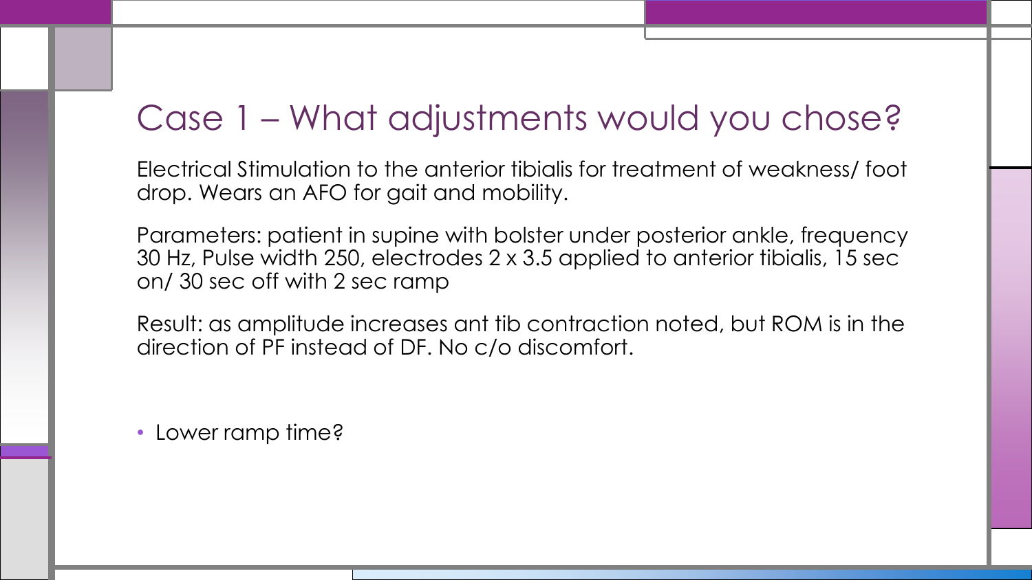# Case 1 – What adjustments would you chose?

Electrical Stimulation to the anterior tibialis for treatment of weakness/ foot drop. Wears an AFO for gait and mobility.

Parameters: patient in supine with bolster under posterior ankle, frequency 30 Hz, Pulse width 250, electrodes 2 x 3.5 applied to anterior tibialis, 15 sec on/ 30 sec off with 2 sec ramp

Result: as amplitude increases ant tib contraction noted, but ROM is in the direction of PF instead of DF. No c/o discomfort.

- Lower ramp time?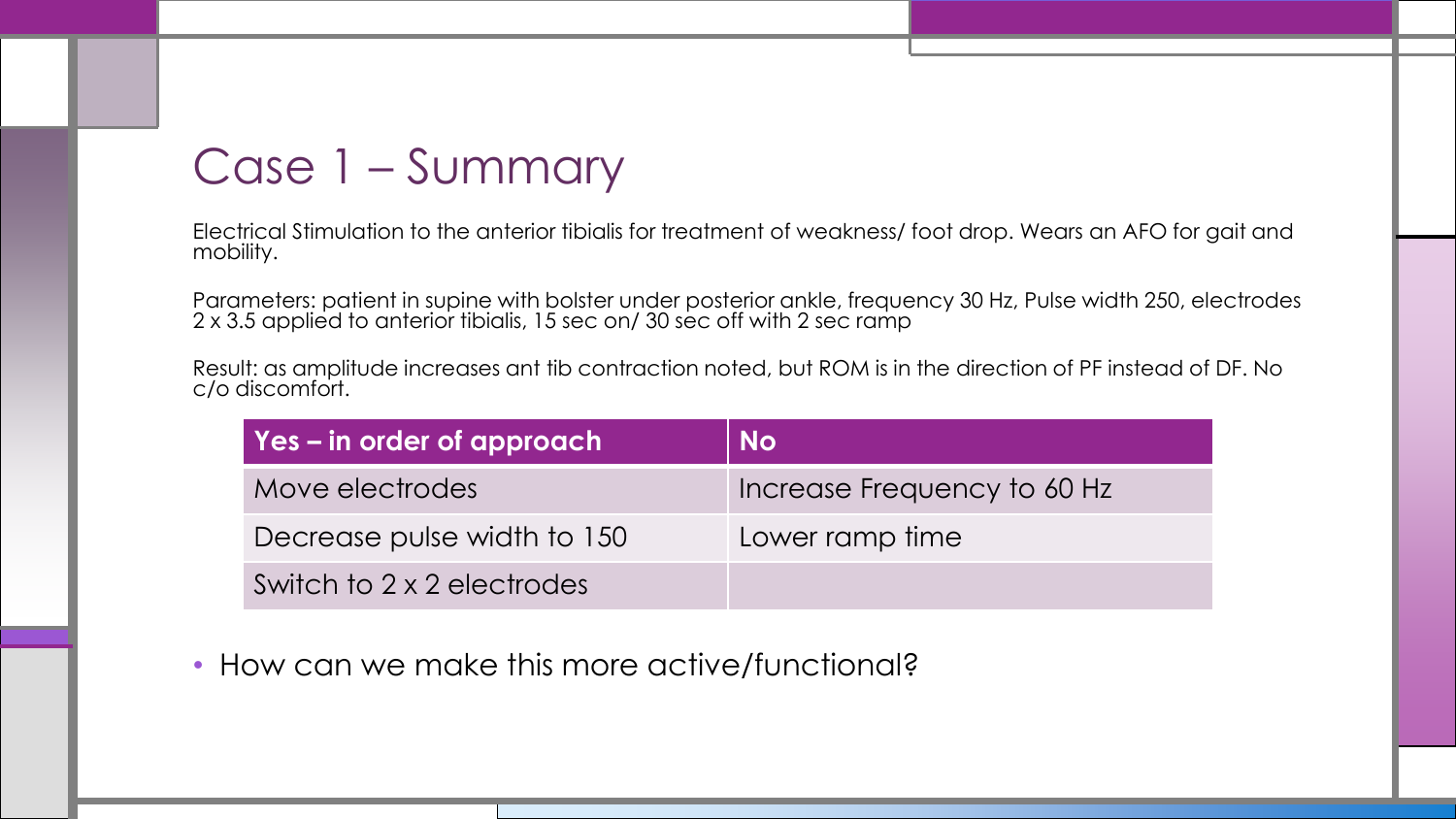# Case 1 – Summary

Electrical Stimulation to the anterior tibialis for treatment of weakness/ foot drop. Wears an AFO for gait and mobility.

Parameters: patient in supine with bolster under posterior ankle, frequency 30 Hz, Pulse width 250, electrodes 2 x 3.5 applied to anterior tibialis, 15 sec on/ 30 sec off with 2 sec ramp

Result: as amplitude increases ant tib contraction noted, but ROM is in the direction of PF instead of DF. No c/o discomfort.

| Yes – in order of approach | No |
|---|---|
| Move electrodes | Increase Frequency to 60 Hz |
| Decrease pulse width to 150 | Lower ramp time |
| Switch to 2 x 2 electrodes | |

- How can we make this more active/functional?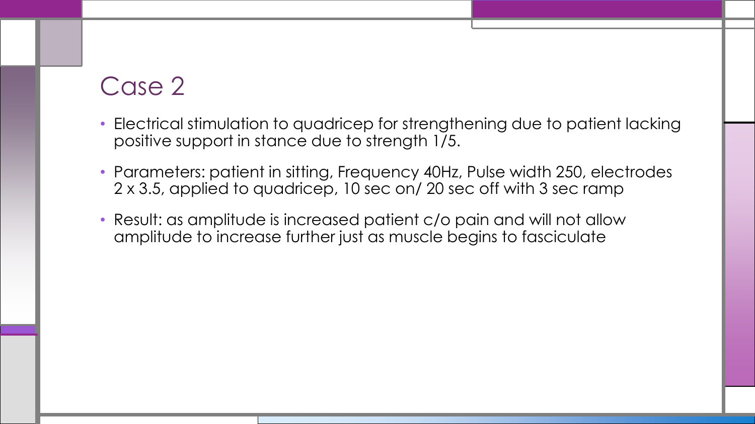# Case 2

- Electrical stimulation to quadricep for strengthening due to patient lacking positive support in stance due to strength 1/5.
- Parameters: patient in sitting, Frequency 40Hz, Pulse width 250, electrodes 2 x 3.5, applied to quadricep, 10 sec on/ 20 sec off with 3 sec ramp
- Result: as amplitude is increased patient c/o pain and will not allow amplitude to increase further just as muscle begins to fasciculate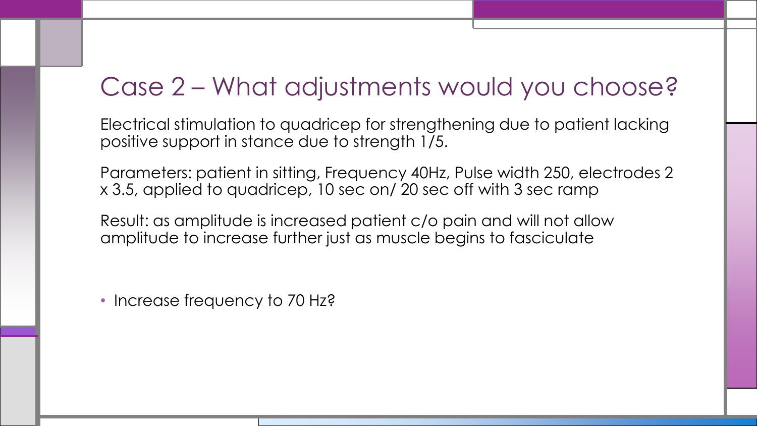# Case 2 – What adjustments would you choose?

Electrical stimulation to quadricep for strengthening due to patient lacking positive support in stance due to strength 1/5.

Parameters: patient in sitting, Frequency 40Hz, Pulse width 250, electrodes 2 x 3.5, applied to quadricep, 10 sec on/ 20 sec off with 3 sec ramp

Result: as amplitude is increased patient c/o pain and will not allow amplitude to increase further just as muscle begins to fasciculate

- Increase frequency to 70 Hz?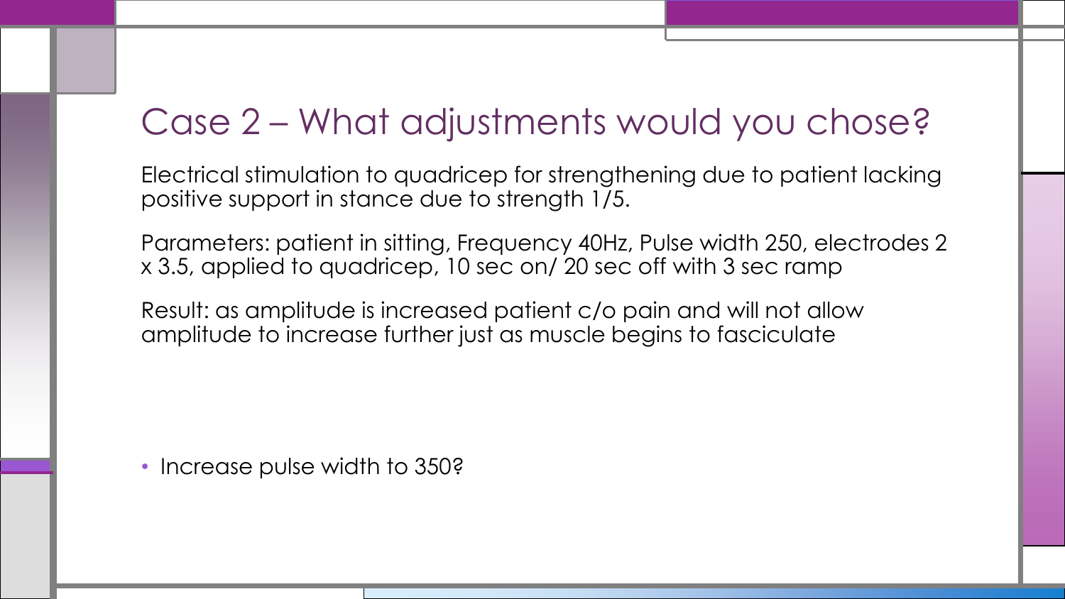# Case 2 – What adjustments would you chose?

Electrical stimulation to quadricep for strengthening due to patient lacking positive support in stance due to strength 1/5.

Parameters: patient in sitting, Frequency 40Hz, Pulse width 250, electrodes 2 x 3.5, applied to quadricep, 10 sec on/ 20 sec off with 3 sec ramp

Result: as amplitude is increased patient c/o pain and will not allow amplitude to increase further just as muscle begins to fasciculate

- Increase pulse width to 350?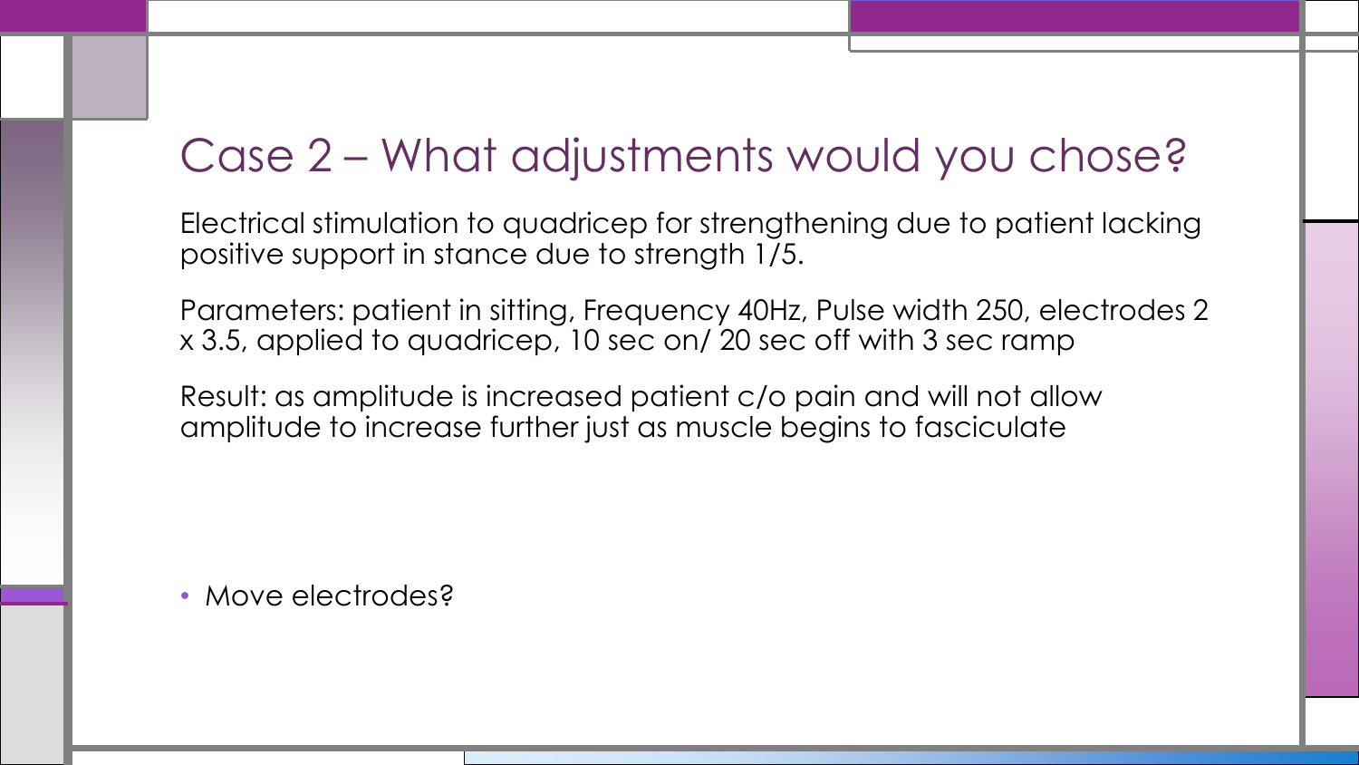# Case 2 – What adjustments would you chose?

Electrical stimulation to quadricep for strengthening due to patient lacking positive support in stance due to strength 1/5.

Parameters: patient in sitting, Frequency 40Hz, Pulse width 250, electrodes 2 x 3.5, applied to quadricep, 10 sec on/ 20 sec off with 3 sec ramp

Result: as amplitude is increased patient c/o pain and will not allow amplitude to increase further just as muscle begins to fasciculate

- Move electrodes?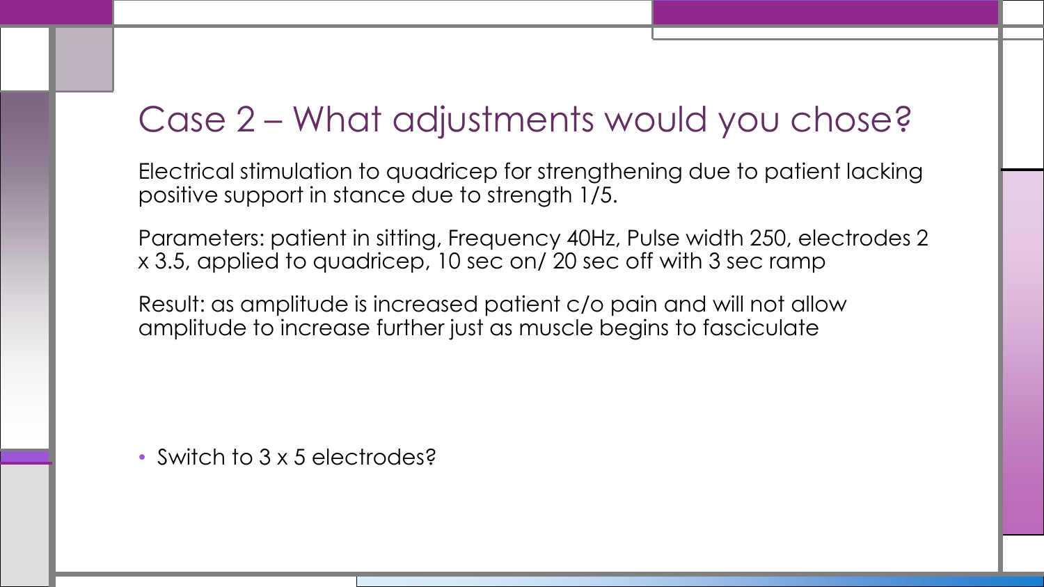# Case 2 – What adjustments would you chose?

Electrical stimulation to quadricep for strengthening due to patient lacking positive support in stance due to strength 1/5.

Parameters: patient in sitting, Frequency 40Hz, Pulse width 250, electrodes 2 x 3.5, applied to quadricep, 10 sec on/ 20 sec off with 3 sec ramp

Result: as amplitude is increased patient c/o pain and will not allow amplitude to increase further just as muscle begins to fasciculate

- Switch to 3 x 5 electrodes?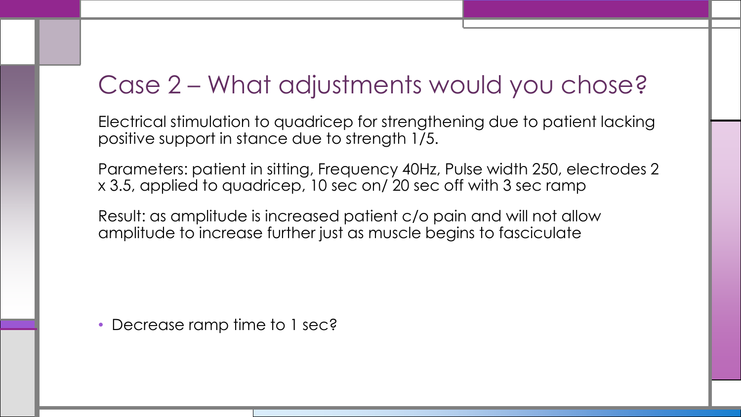# Case 2 – What adjustments would you chose?

Electrical stimulation to quadricep for strengthening due to patient lacking positive support in stance due to strength 1/5.

Parameters: patient in sitting, Frequency 40Hz, Pulse width 250, electrodes 2 x 3.5, applied to quadricep, 10 sec on/ 20 sec off with 3 sec ramp

Result: as amplitude is increased patient c/o pain and will not allow amplitude to increase further just as muscle begins to fasciculate

- Decrease ramp time to 1 sec?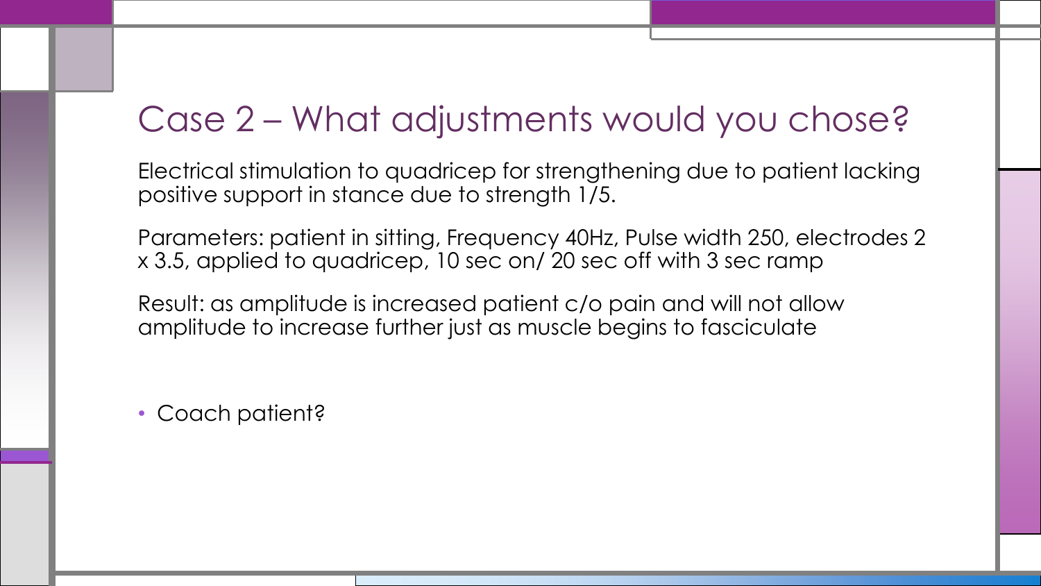# Case 2 – What adjustments would you chose?

Electrical stimulation to quadricep for strengthening due to patient lacking positive support in stance due to strength 1/5.

Parameters: patient in sitting, Frequency 40Hz, Pulse width 250, electrodes 2 x 3.5, applied to quadricep, 10 sec on/ 20 sec off with 3 sec ramp

Result: as amplitude is increased patient c/o pain and will not allow amplitude to increase further just as muscle begins to fasciculate

- Coach patient?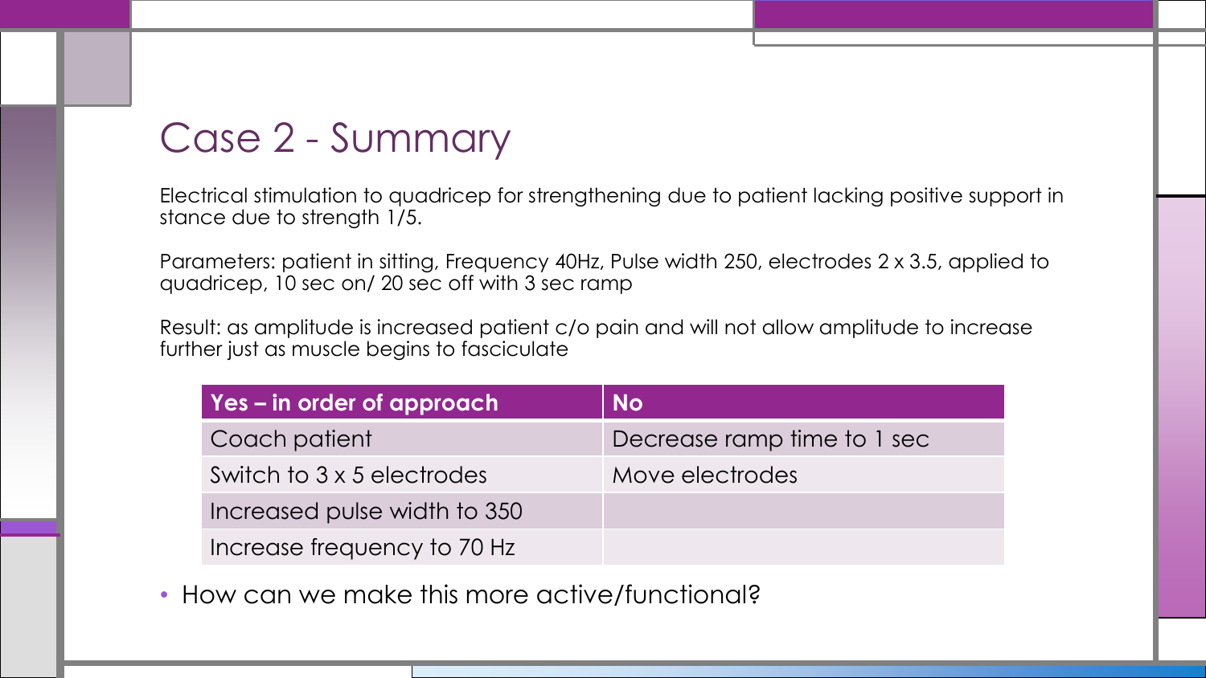# Case 2 - Summary

Electrical stimulation to quadricep for strengthening due to patient lacking positive support in stance due to strength 1/5.

Parameters: patient in sitting, Frequency 40Hz, Pulse width 250, electrodes 2 x 3.5, applied to quadricep, 10 sec on/ 20 sec off with 3 sec ramp

Result: as amplitude is increased patient c/o pain and will not allow amplitude to increase further just as muscle begins to fasciculate

| Yes – in order of approach | No |
| --- | --- |
| Coach patient | Decrease ramp time to 1 sec |
| Switch to 3 x 5 electrodes | Move electrodes |
| Increased pulse width to 350 | |
| Increase frequency to 70 Hz | |

- How can we make this more active/functional?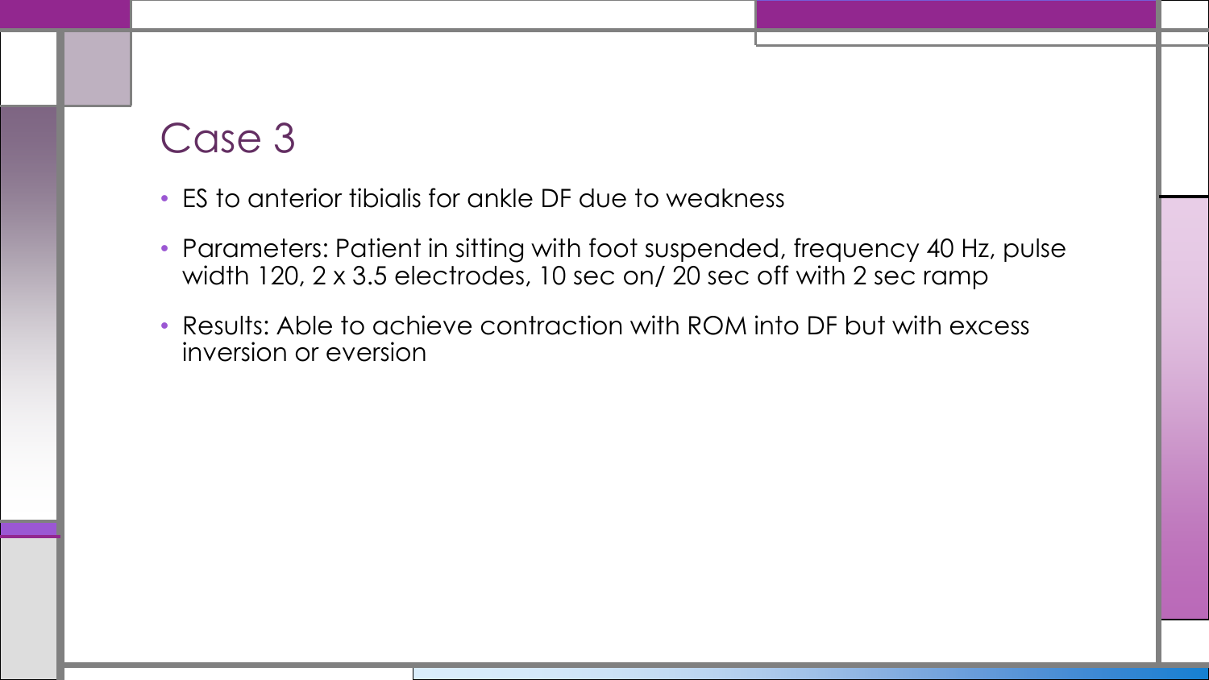# Case 3

- ES to anterior tibialis for ankle DF due to weakness
- Parameters: Patient in sitting with foot suspended, frequency 40 Hz, pulse width 120, 2 x 3.5 electrodes, 10 sec on/ 20 sec off with 2 sec ramp
- Results: Able to achieve contraction with ROM into DF but with excess inversion or eversion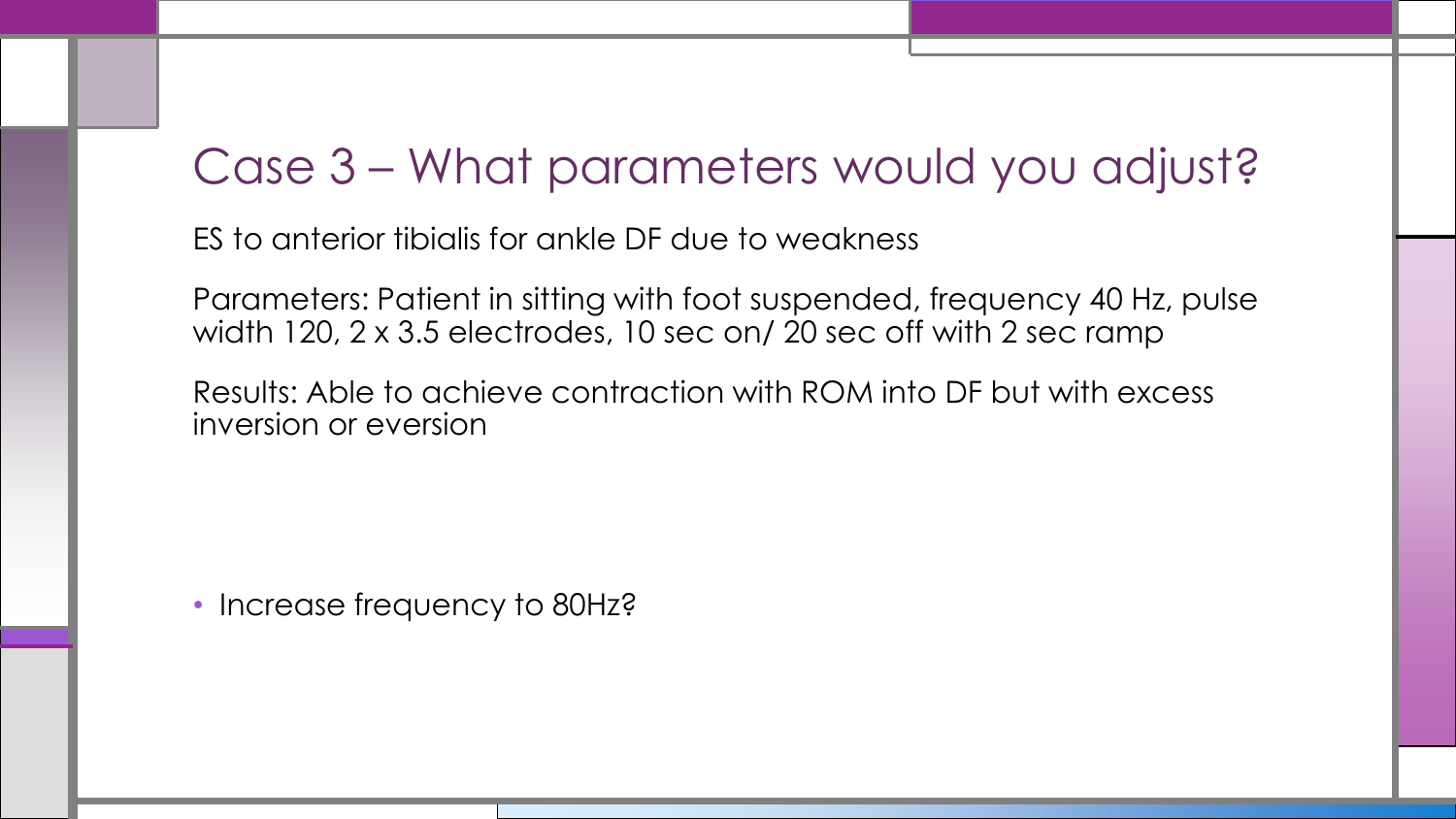# Case 3 – What parameters would you adjust?

ES to anterior tibialis for ankle DF due to weakness

Parameters: Patient in sitting with foot suspended, frequency 40 Hz, pulse width 120, 2 x 3.5 electrodes, 10 sec on/ 20 sec off with 2 sec ramp

Results: Able to achieve contraction with ROM into DF but with excess inversion or eversion

- Increase frequency to 80Hz?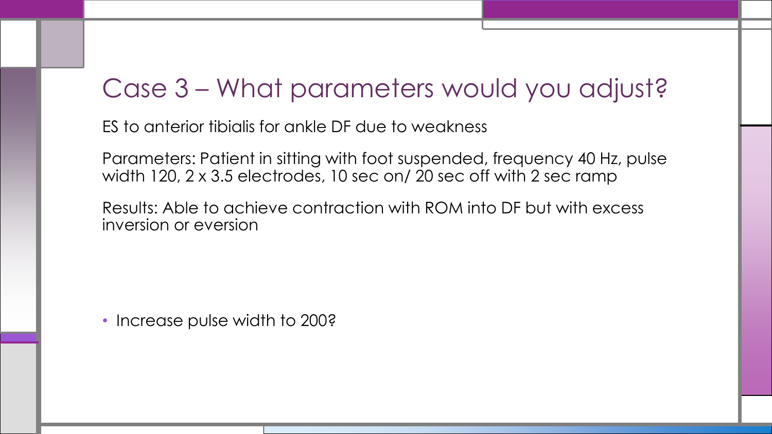# Case 3 – What parameters would you adjust?

ES to anterior tibialis for ankle DF due to weakness

Parameters: Patient in sitting with foot suspended, frequency 40 Hz, pulse width 120, 2 x 3.5 electrodes, 10 sec on/ 20 sec off with 2 sec ramp

Results: Able to achieve contraction with ROM into DF but with excess inversion or eversion

- Increase pulse width to 200?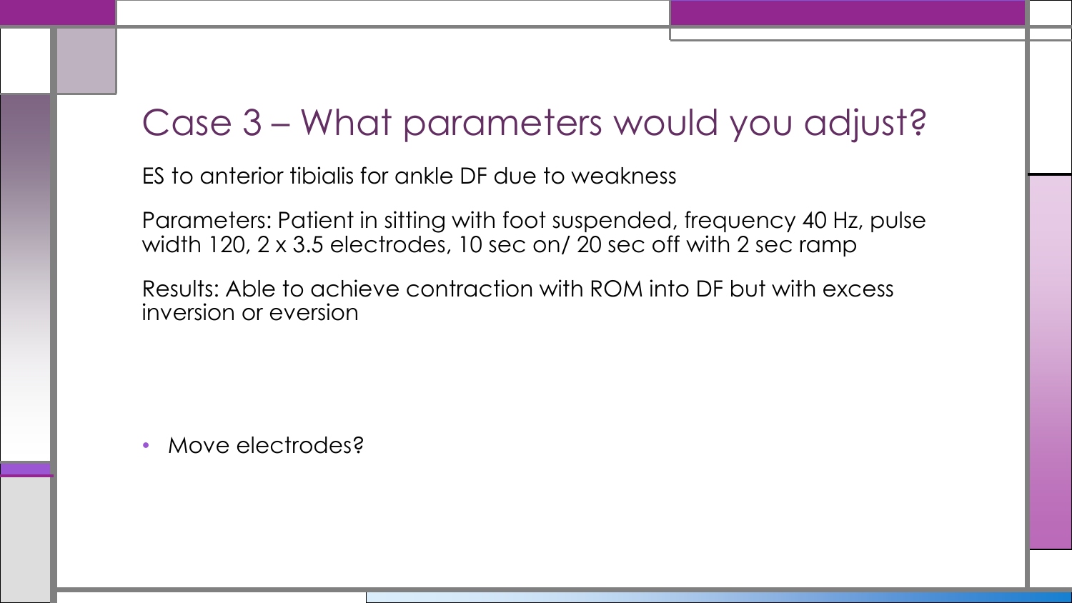# Case 3 – What parameters would you adjust?

ES to anterior tibialis for ankle DF due to weakness

Parameters: Patient in sitting with foot suspended, frequency 40 Hz, pulse width 120, 2 x 3.5 electrodes, 10 sec on/ 20 sec off with 2 sec ramp

Results: Able to achieve contraction with ROM into DF but with excess inversion or eversion

- Move electrodes?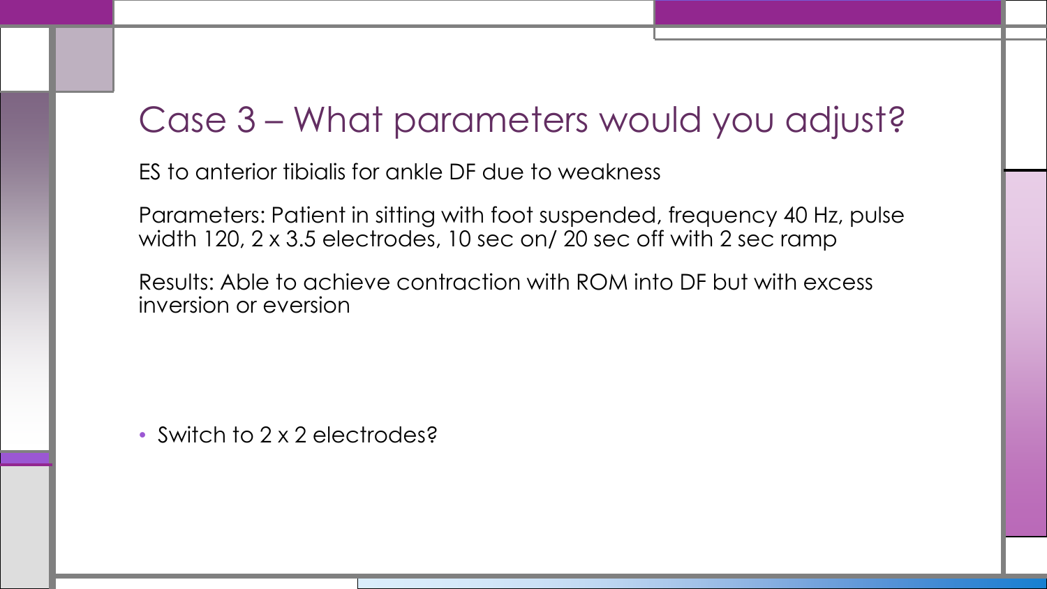# Case 3 – What parameters would you adjust?

ES to anterior tibialis for ankle DF due to weakness

Parameters: Patient in sitting with foot suspended, frequency 40 Hz, pulse width 120, 2 x 3.5 electrodes, 10 sec on/ 20 sec off with 2 sec ramp

Results: Able to achieve contraction with ROM into DF but with excess inversion or eversion

- Switch to 2 x 2 electrodes?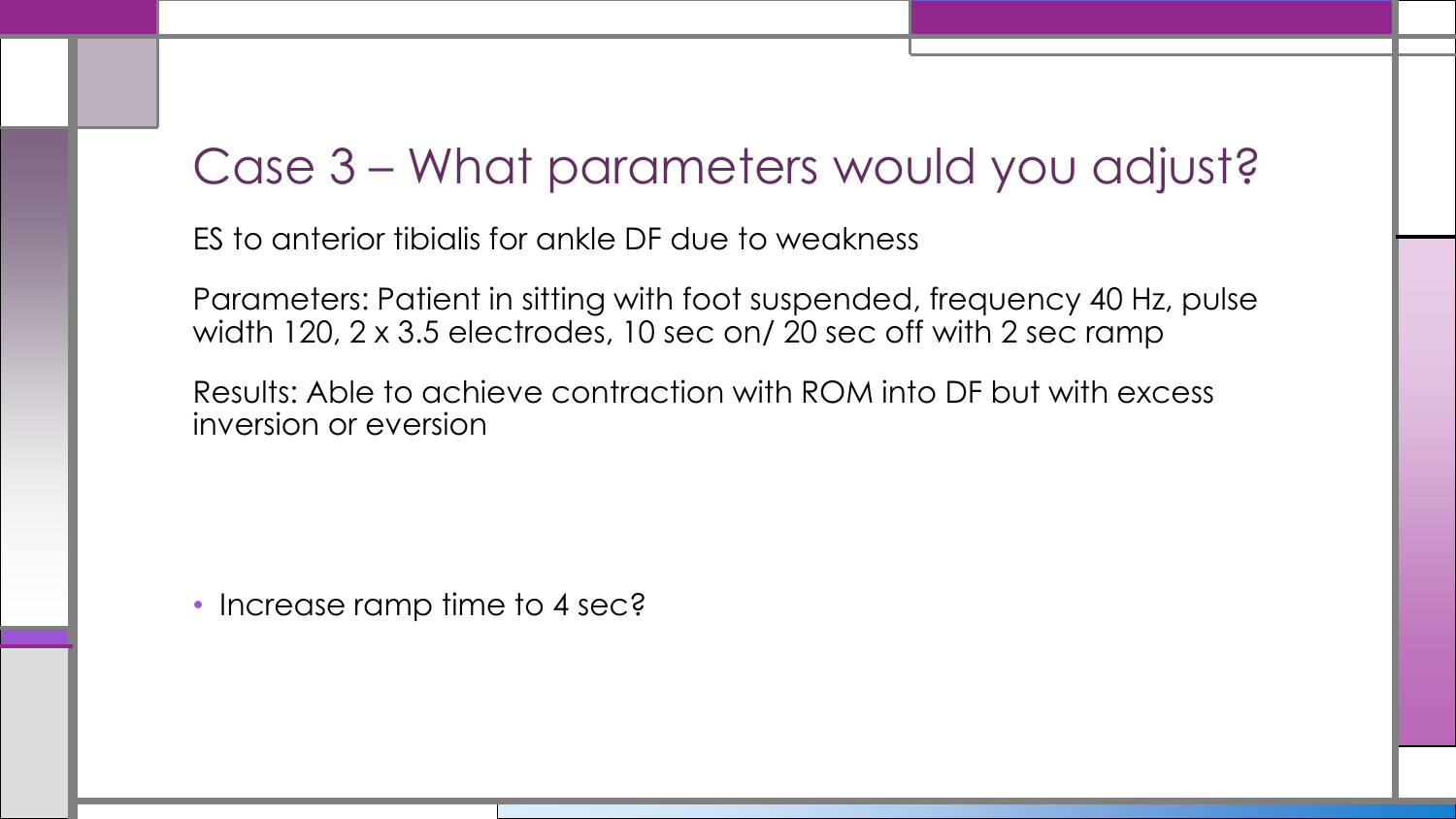# Case 3 – What parameters would you adjust?

ES to anterior tibialis for ankle DF due to weakness

Parameters: Patient in sitting with foot suspended, frequency 40 Hz, pulse width 120, 2 x 3.5 electrodes, 10 sec on/ 20 sec off with 2 sec ramp

Results: Able to achieve contraction with ROM into DF but with excess inversion or eversion

- Increase ramp time to 4 sec?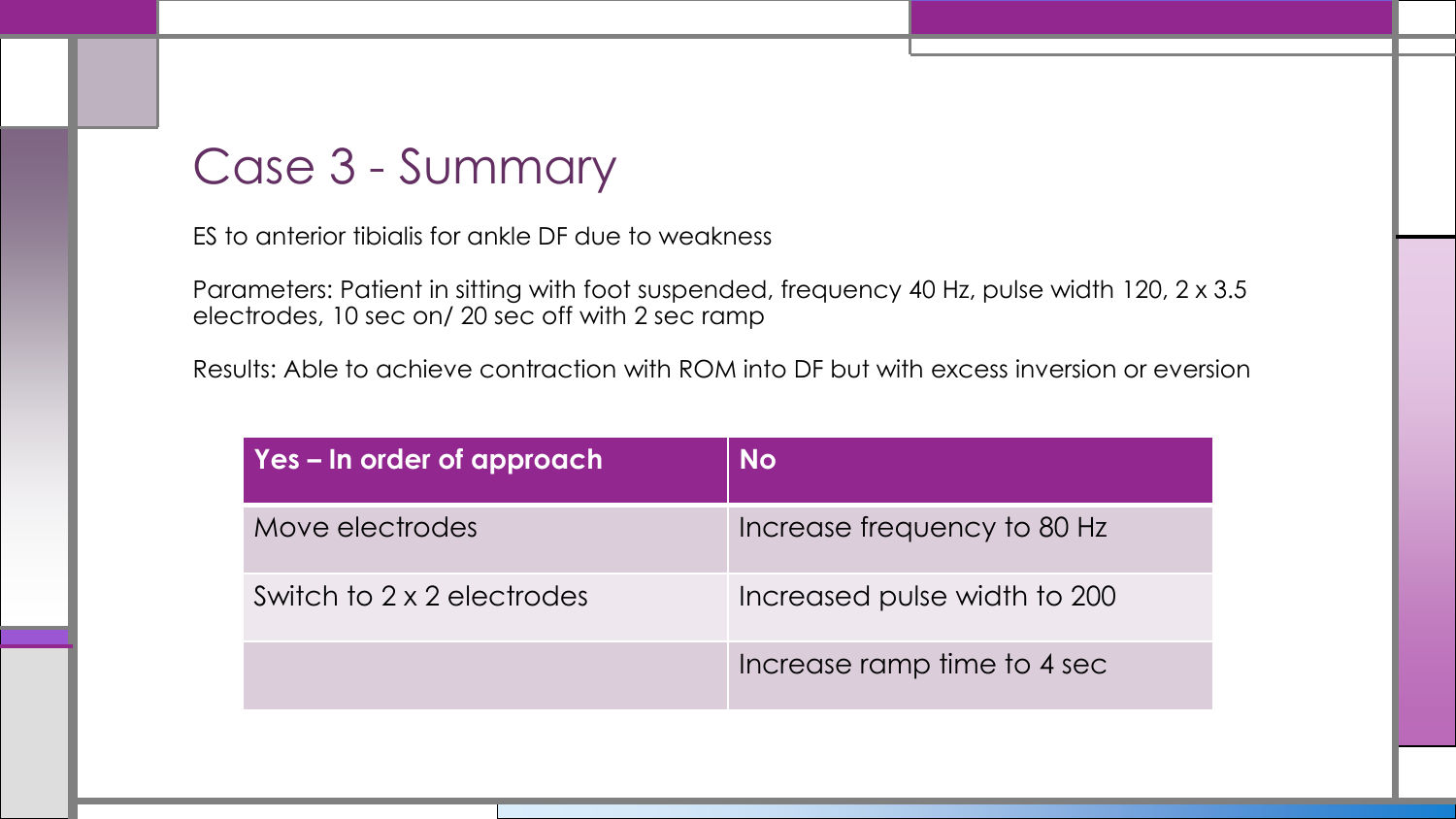# Case 3 - Summary

ES to anterior tibialis for ankle DF due to weakness

Parameters: Patient in sitting with foot suspended, frequency 40 Hz, pulse width 120, 2 x 3.5 electrodes, 10 sec on/ 20 sec off with 2 sec ramp

Results: Able to achieve contraction with ROM into DF but with excess inversion or eversion

| Yes – In order of approach | No |
|---|---|
| Move electrodes | Increase frequency to 80 Hz |
| Switch to 2 x 2 electrodes | Increased pulse width to 200 |
| | Increase ramp time to 4 sec |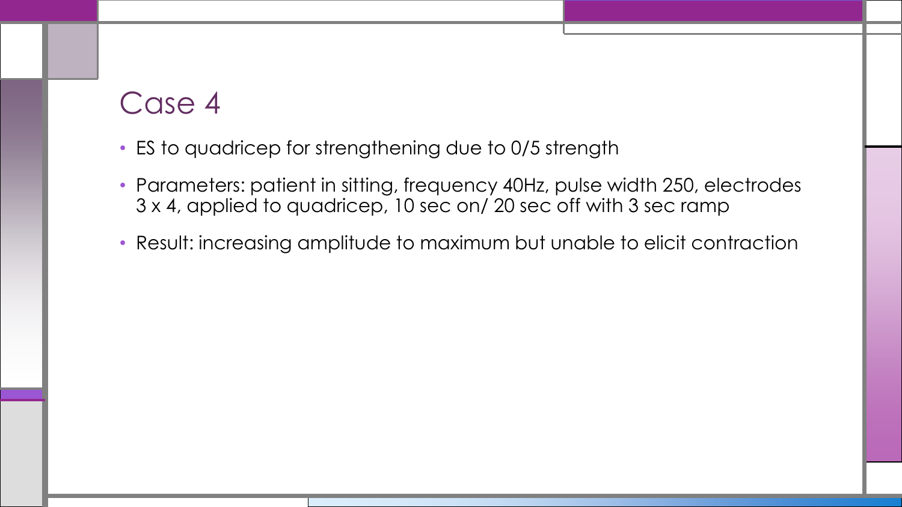# Case 4

- ES to quadricep for strengthening due to 0/5 strength
- Parameters: patient in sitting, frequency 40Hz, pulse width 250, electrodes 3 x 4, applied to quadricep, 10 sec on/ 20 sec off with 3 sec ramp
- Result: increasing amplitude to maximum but unable to elicit contraction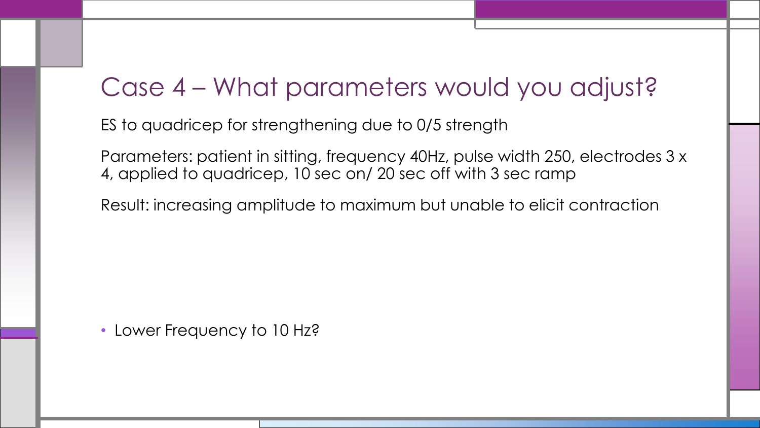# Case 4 – What parameters would you adjust?

ES to quadricep for strengthening due to 0/5 strength

Parameters: patient in sitting, frequency 40Hz, pulse width 250, electrodes 3 x 4, applied to quadricep, 10 sec on/ 20 sec off with 3 sec ramp

Result: increasing amplitude to maximum but unable to elicit contraction

- Lower Frequency to 10 Hz?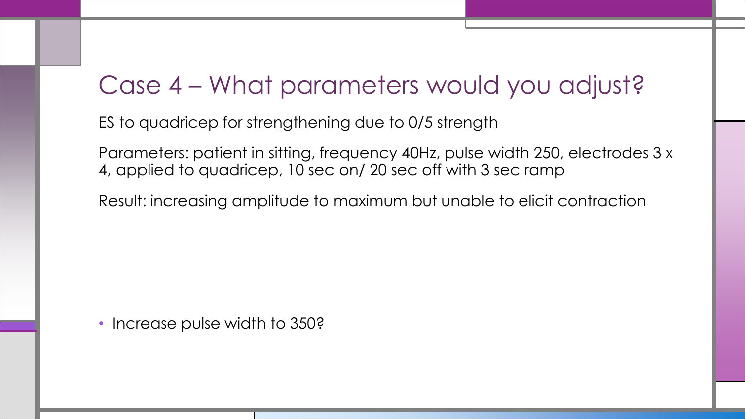# Case 4 – What parameters would you adjust?

ES to quadricep for strengthening due to 0/5 strength

Parameters: patient in sitting, frequency 40Hz, pulse width 250, electrodes 3 x 4, applied to quadricep, 10 sec on/ 20 sec off with 3 sec ramp

Result: increasing amplitude to maximum but unable to elicit contraction

- Increase pulse width to 350?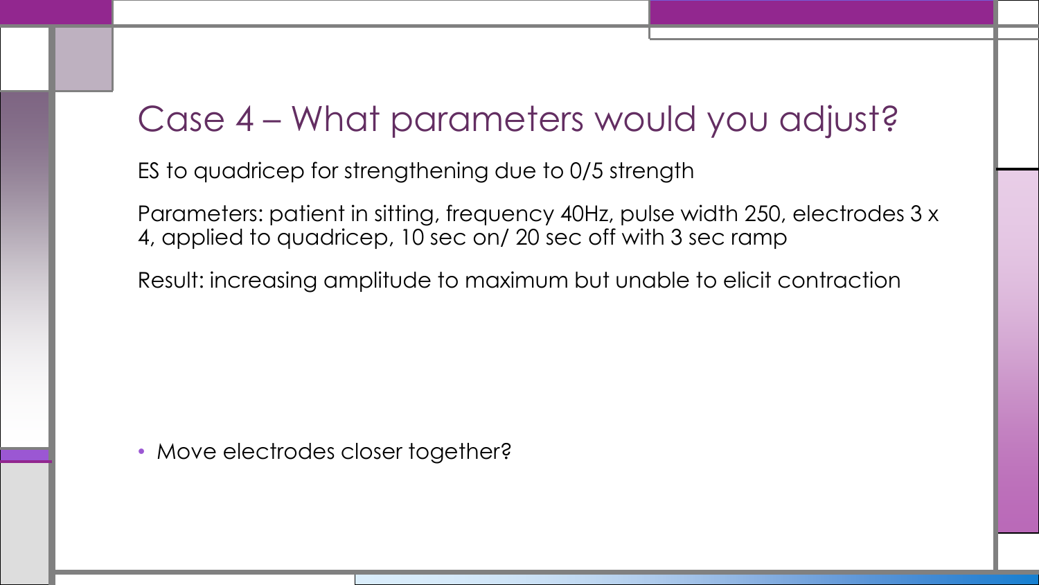# Case 4 – What parameters would you adjust?

ES to quadricep for strengthening due to 0/5 strength

Parameters: patient in sitting, frequency 40Hz, pulse width 250, electrodes 3 x 4, applied to quadricep, 10 sec on/ 20 sec off with 3 sec ramp

Result: increasing amplitude to maximum but unable to elicit contraction

- Move electrodes closer together?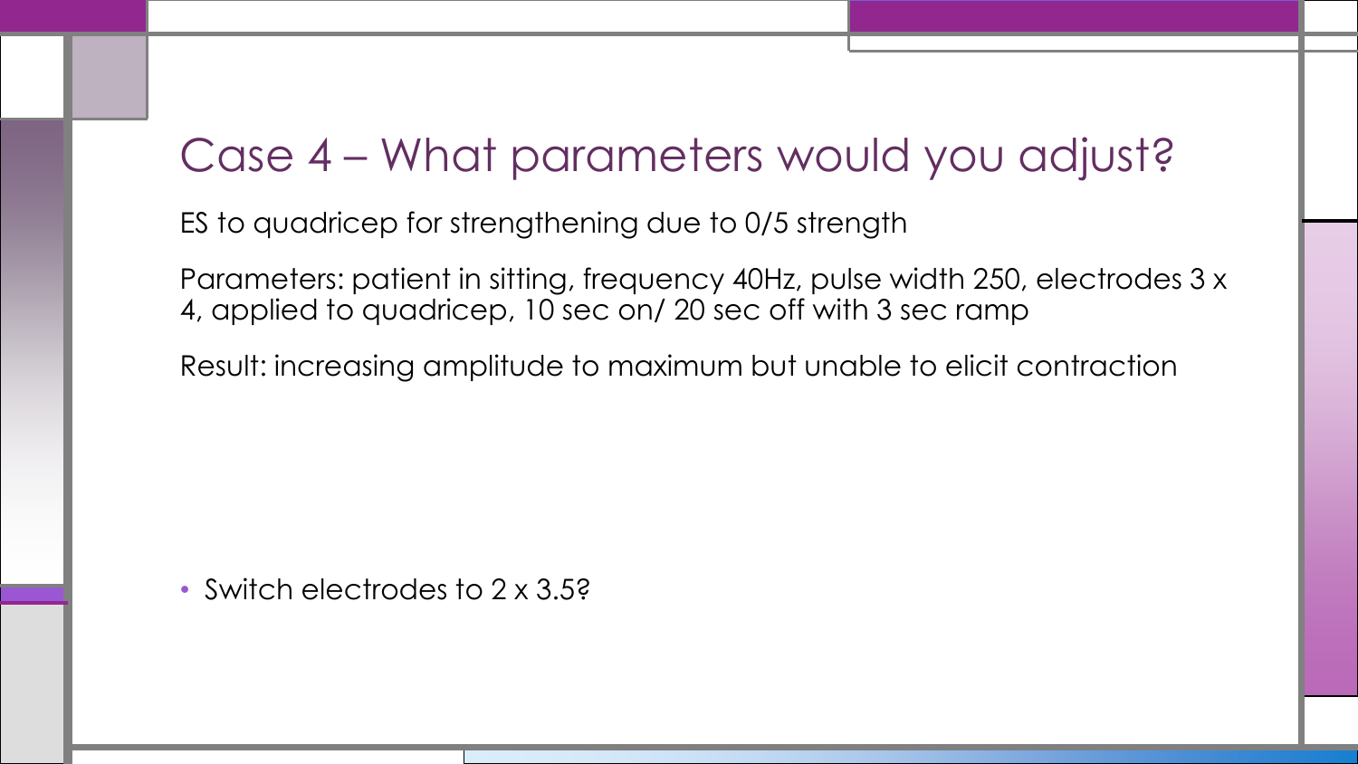# Case 4 – What parameters would you adjust?

ES to quadricep for strengthening due to 0/5 strength

Parameters: patient in sitting, frequency 40Hz, pulse width 250, electrodes 3 x 4, applied to quadricep, 10 sec on/ 20 sec off with 3 sec ramp

Result: increasing amplitude to maximum but unable to elicit contraction

- Switch electrodes to 2 x 3.5?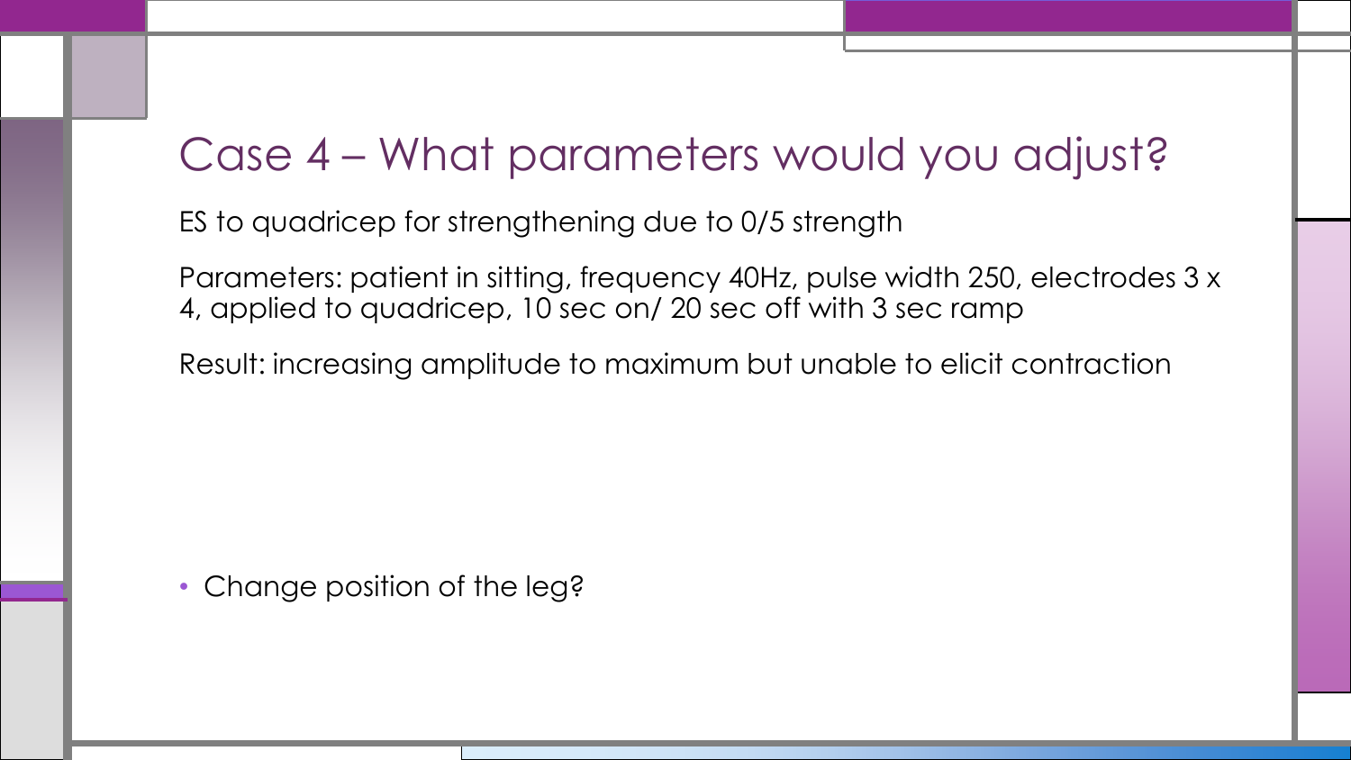# Case 4 – What parameters would you adjust?

ES to quadricep for strengthening due to 0/5 strength

Parameters: patient in sitting, frequency 40Hz, pulse width 250, electrodes 3 x 4, applied to quadricep, 10 sec on/ 20 sec off with 3 sec ramp

Result: increasing amplitude to maximum but unable to elicit contraction

- Change position of the leg?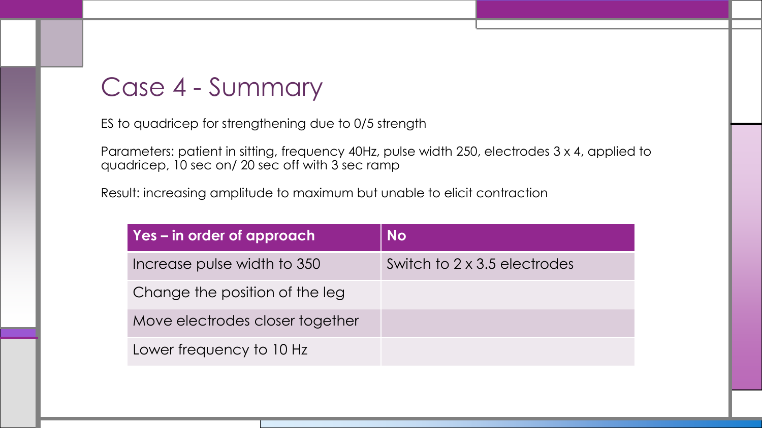# Case 4 - Summary

ES to quadricep for strengthening due to 0/5 strength

Parameters: patient in sitting, frequency 40Hz, pulse width 250, electrodes 3 x 4, applied to quadricep, 10 sec on/ 20 sec off with 3 sec ramp

Result: increasing amplitude to maximum but unable to elicit contraction

| Yes – in order of approach | No |
|---|---|
| Increase pulse width to 350 | Switch to 2 x 3.5 electrodes |
| Change the position of the leg | |
| Move electrodes closer together | |
| Lower frequency to 10 Hz | |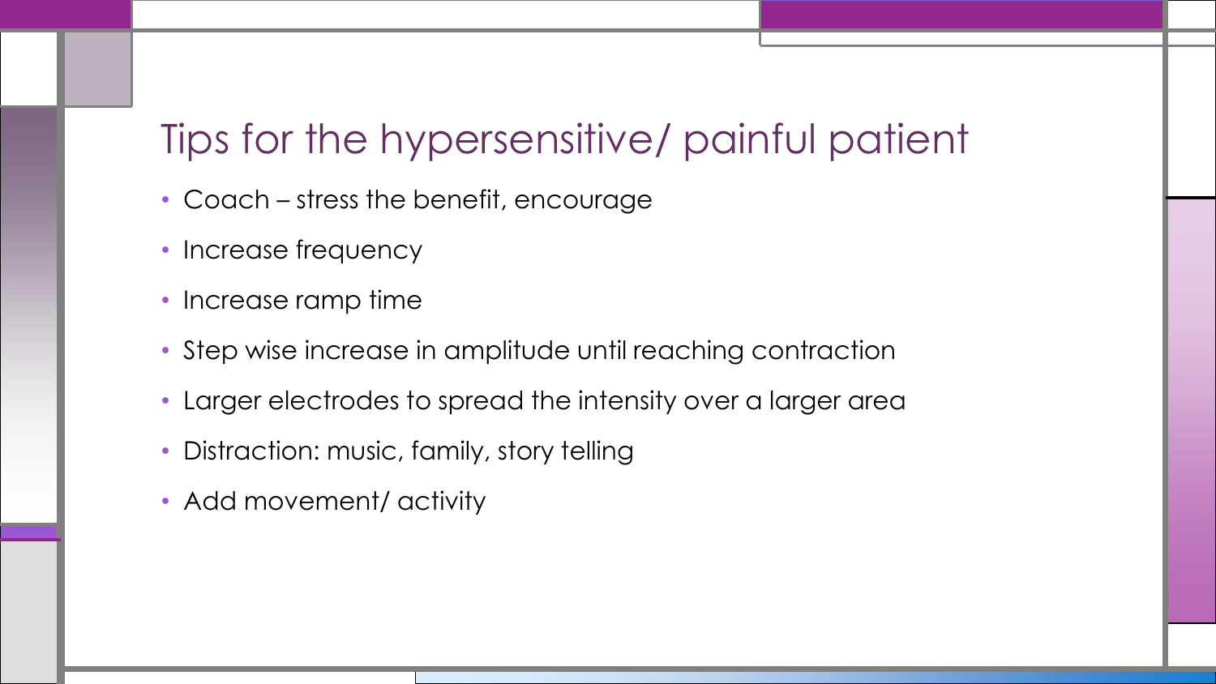# Tips for the hypersensitive/ painful patient

- Coach – stress the benefit, encourage
- Increase frequency
- Increase ramp time
- Step wise increase in amplitude until reaching contraction
- Larger electrodes to spread the intensity over a larger area
- Distraction: music, family, story telling
- Add movement/ activity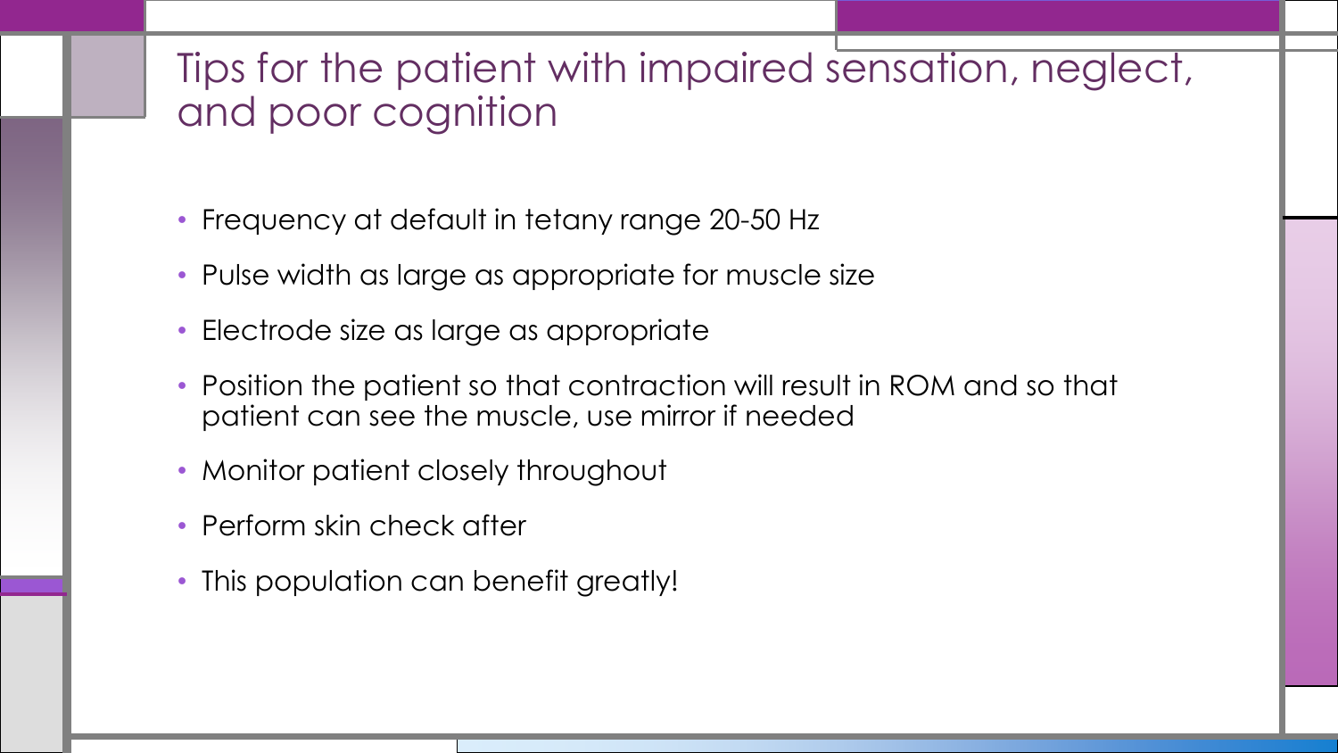# Tips for the patient with impaired sensation, neglect, and poor cognition

- Frequency at default in tetany range 20-50 Hz
- Pulse width as large as appropriate for muscle size
- Electrode size as large as appropriate
- Position the patient so that contraction will result in ROM and so that patient can see the muscle, use mirror if needed
- Monitor patient closely throughout
- Perform skin check after
- This population can benefit greatly!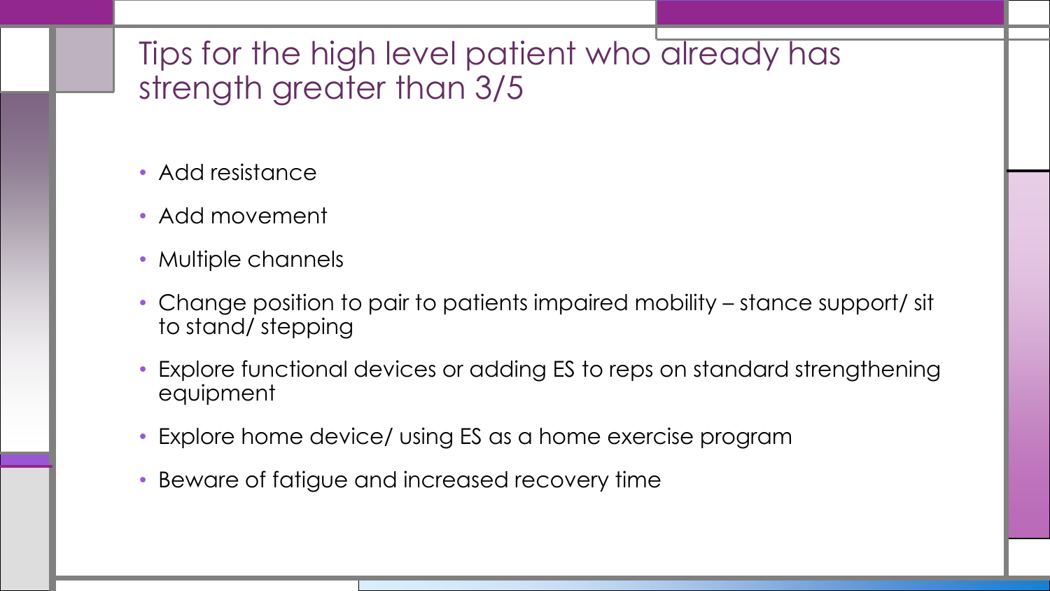# Tips for the high level patient who already has strength greater than 3/5

- Add resistance
- Add movement
- Multiple channels
- Change position to pair to patients impaired mobility – stance support/ sit to stand/ stepping
- Explore functional devices or adding ES to reps on standard strengthening equipment
- Explore home device/ using ES as a home exercise program
- Beware of fatigue and increased recovery time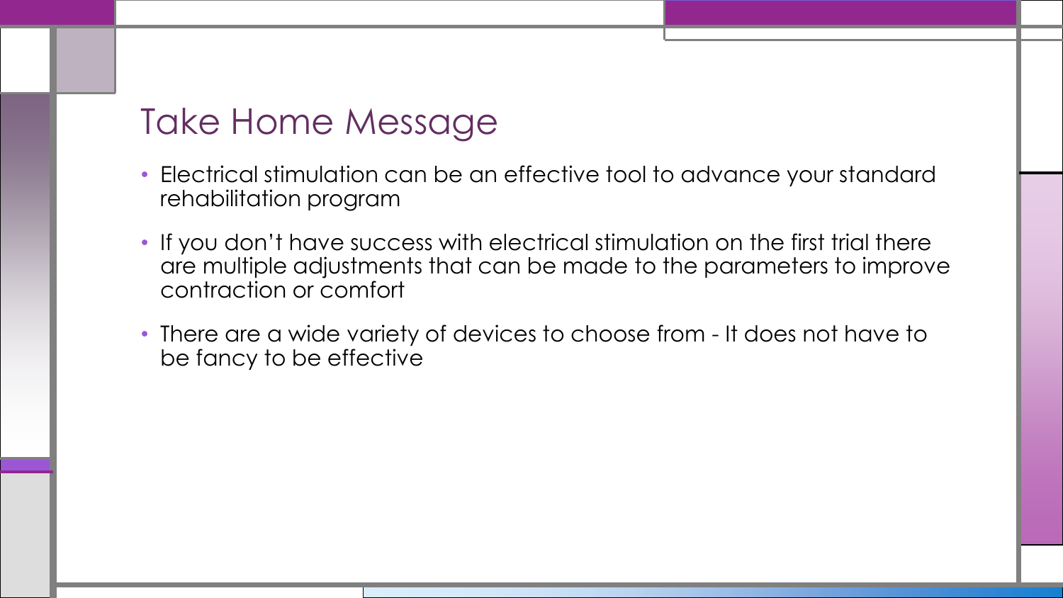# Take Home Message

- Electrical stimulation can be an effective tool to advance your standard rehabilitation program
- If you don’t have success with electrical stimulation on the first trial there are multiple adjustments that can be made to the parameters to improve contraction or comfort
- There are a wide variety of devices to choose from - It does not have to be fancy to be effective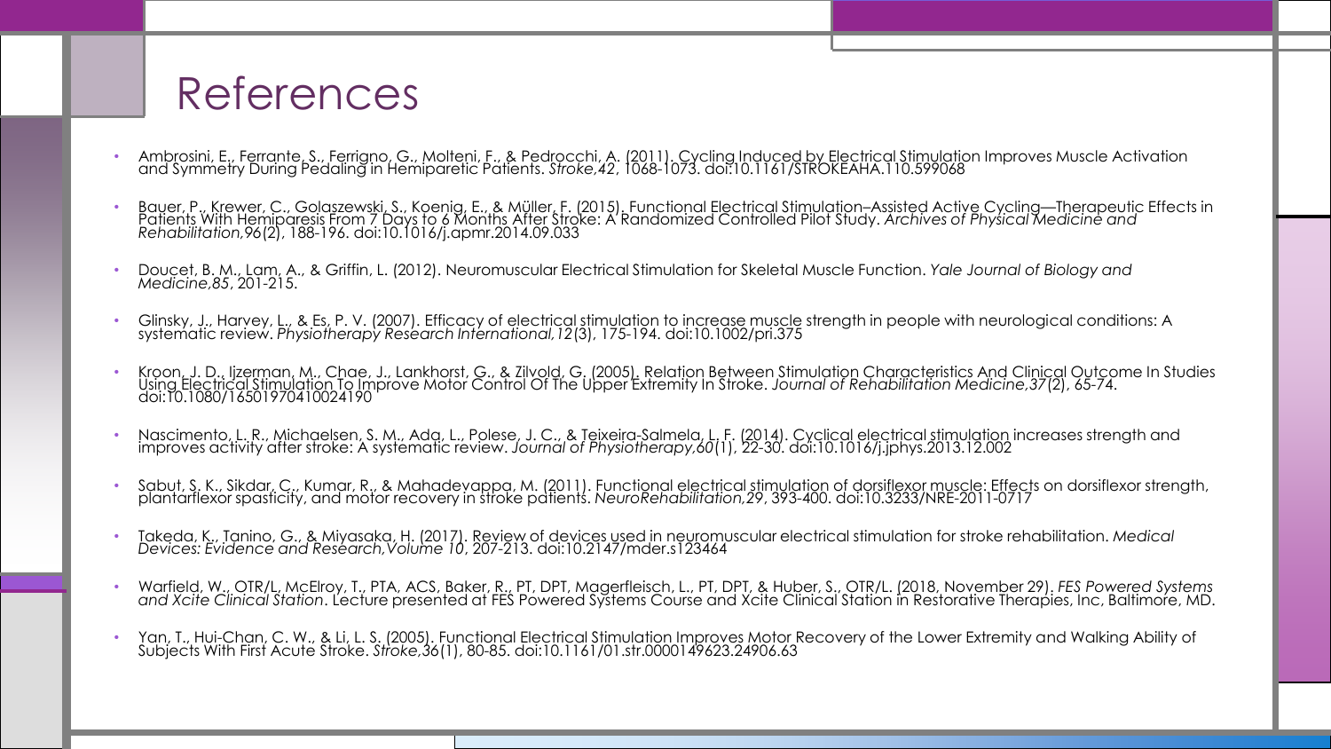# References

- Ambrosini, E., Ferrante, S., Ferrigno, G., Molteni, F., & Pedrocchi, A. (2011). Cycling Induced by Electrical Stimulation Improves Muscle Activation and Symmetry During Pedaling in Hemiparetic Patients. *Stroke,42*, 1068-1073. doi:10.1161/STROKEAHA.110.599068

- Bauer, P., Krewer, C., Golaszewski, S., Koenig, E., & Müller, F. (2015). Functional Electrical Stimulation–Assisted Active Cycling—Therapeutic Effects in Patients With Hemiparesis From 7 Days to 6 Months After Stroke: A Randomized Controlled Pilot Study. *Archives of Physical Medicine and Rehabilitation,96*(2), 188-196. doi:10.1016/j.apmr.2014.09.033

- Doucet, B. M., Lam, A., & Griffin, L. (2012). Neuromuscular Electrical Stimulation for Skeletal Muscle Function. *Yale Journal of Biology and Medicine,85*, 201-215.

- Glinsky, J., Harvey, L., & Es, P. V. (2007). Efficacy of electrical stimulation to increase muscle strength in people with neurological conditions: A systematic review. *Physiotherapy Research International,12*(3), 175-194. doi:10.1002/pri.375

- Kroon, J. D., Ijzerman, M., Chae, J., Lankhorst, G., & Zilvold, G. (2005). Relation Between Stimulation Characteristics And Clinical Outcome In Studies Using Electrical Stimulation To Improve Motor Control Of The Upper Extremity In Stroke. *Journal of Rehabilitation Medicine,37*(2), 65-74. doi:10.1080/16501970410024190

- Nascimento, L. R., Michaelsen, S. M., Ada, L., Polese, J. C., & Teixeira-Salmela, L. F. (2014). Cyclical electrical stimulation increases strength and improves activity after stroke: A systematic review. *Journal of Physiotherapy,60*(1), 22-30. doi:10.1016/j.jphys.2013.12.002

- Sabut, S. K., Sikdar, C., Kumar, R., & Mahadevappa, M. (2011). Functional electrical stimulation of dorsiflexor muscle: Effects on dorsiflexor strength, plantarflexor spasticity, and motor recovery in stroke patients. *NeuroRehabilitation,29*, 393-400. doi:10.3233/NRE-2011-0717

- Takeda, K., Tanino, G., & Miyasaka, H. (2017). Review of devices used in neuromuscular electrical stimulation for stroke rehabilitation. *Medical Devices: Evidence and Research,Volume 10*, 207-213. doi:10.2147/mder.s123464

- Warfield, W., OTR/L, McElroy, T., PTA, ACS, Baker, R., PT, DPT, Magerfleisch, L., PT, DPT, & Huber, S., OTR/L. (2018, November 29). *FES Powered Systems and Xcite Clinical Station*. Lecture presented at FES Powered Systems Course and Xcite Clinical Station in Restorative Therapies, Inc, Baltimore, MD.

- Yan, T., Hui-Chan, C. W., & Li, L. S. (2005). Functional Electrical Stimulation Improves Motor Recovery of the Lower Extremity and Walking Ability of Subjects With First Acute Stroke. *Stroke,36*(1), 80-85. doi:10.1161/01.str.0000149623.24906.63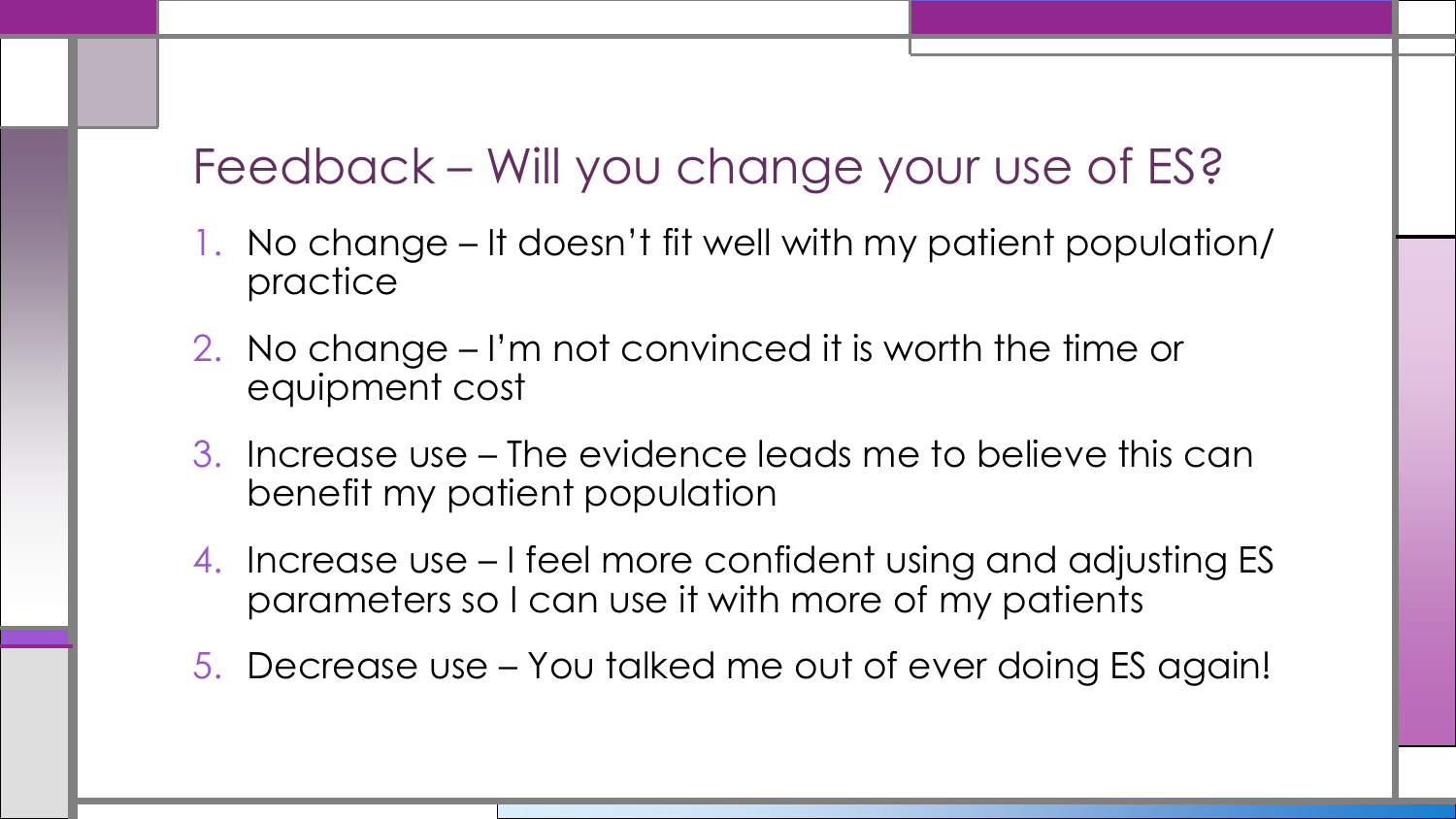# Feedback – Will you change your use of ES?

1. No change – It doesn't fit well with my patient population/ practice
2. No change – I'm not convinced it is worth the time or equipment cost
3. Increase use – The evidence leads me to believe this can benefit my patient population
4. Increase use – I feel more confident using and adjusting ES parameters so I can use it with more of my patients
5. Decrease use – You talked me out of ever doing ES again!